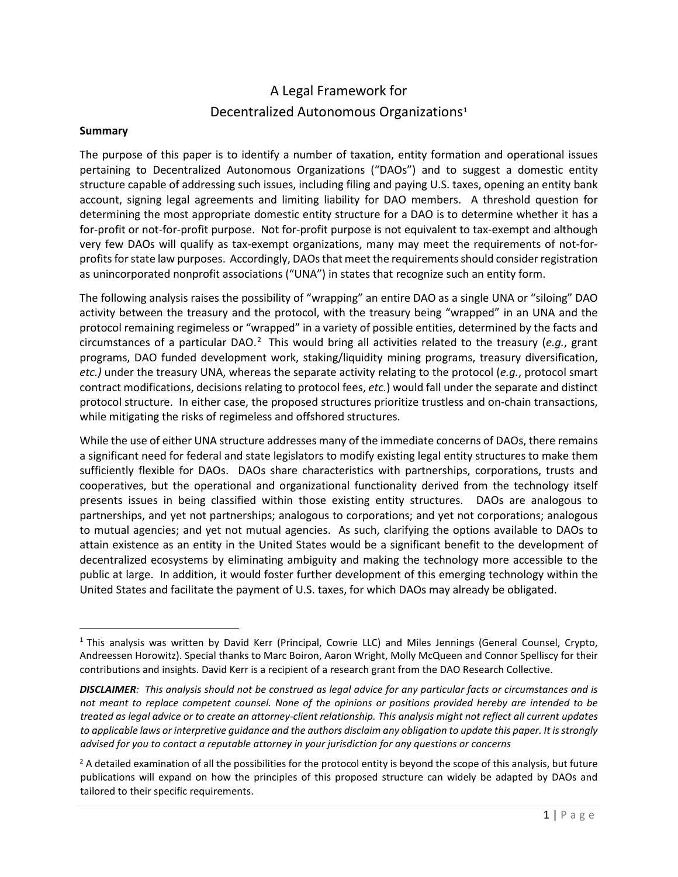# A Legal Framework for Decentralized Autonomous Organizations[1]

**Summary**

The purpose of this paper is to identify a number of taxation, entity formation and operational issues pertaining to Decentralized Autonomous Organizations ("DAOs") and to suggest a domestic entity structure capable of addressing such issues, including filing and paying U.S. taxes, opening an entity bank account, signing legal agreements and limiting liability for DAO members. A threshold question for determining the most appropriate domestic entity structure for a DAO is to determine whether it has a for-profit or not-for-profit purpose. Not for-profit purpose is not equivalent to tax-exempt and although very few DAOs will qualify as tax-exempt organizations, many may meet the requirements of not-for-profits for state law purposes. Accordingly, DAOs that meet the requirements should consider registration as unincorporated nonprofit associations ("UNA") in states that recognize such an entity form.

The following analysis raises the possibility of "wrapping" an entire DAO as a single UNA or "siloing" DAO activity between the treasury and the protocol, with the treasury being "wrapped" in an UNA and the protocol remaining regimeless or "wrapped" in a variety of possible entities, determined by the facts and circumstances of a particular DAO.[2] This would bring all activities related to the treasury (*e.g.*, grant programs, DAO funded development work, staking/liquidity mining programs, treasury diversification, *etc.)* under the treasury UNA, whereas the separate activity relating to the protocol (*e.g.*, protocol smart contract modifications, decisions relating to protocol fees, *etc.*) would fall under the separate and distinct protocol structure. In either case, the proposed structures prioritize trustless and on-chain transactions, while mitigating the risks of regimeless and offshored structures.

While the use of either UNA structure addresses many of the immediate concerns of DAOs, there remains a significant need for federal and state legislators to modify existing legal entity structures to make them sufficiently flexible for DAOs. DAOs share characteristics with partnerships, corporations, trusts and cooperatives, but the operational and organizational functionality derived from the technology itself presents issues in being classified within those existing entity structures. DAOs are analogous to partnerships, and yet not partnerships; analogous to corporations; and yet not corporations; analogous to mutual agencies; and yet not mutual agencies. As such, clarifying the options available to DAOs to attain existence as an entity in the United States would be a significant benefit to the development of decentralized ecosystems by eliminating ambiguity and making the technology more accessible to the public at large. In addition, it would foster further development of this emerging technology within the United States and facilitate the payment of U.S. taxes, for which DAOs may already be obligated.

---

[1] This analysis was written by David Kerr (Principal, Cowrie LLC) and Miles Jennings (General Counsel, Crypto, Andreessen Horowitz). Special thanks to Marc Boiron, Aaron Wright, Molly McQueen and Connor Spelliscy for their contributions and insights. David Kerr is a recipient of a research grant from the DAO Research Collective.

***DISCLAIMER**: This analysis should not be construed as legal advice for any particular facts or circumstances and is not meant to replace competent counsel. None of the opinions or positions provided hereby are intended to be treated as legal advice or to create an attorney-client relationship. This analysis might not reflect all current updates to applicable laws or interpretive guidance and the authors disclaim any obligation to update this paper. It is strongly advised for you to contact a reputable attorney in your jurisdiction for any questions or concerns*

[2] A detailed examination of all the possibilities for the protocol entity is beyond the scope of this analysis, but future publications will expand on how the principles of this proposed structure can widely be adapted by DAOs and tailored to their specific requirements.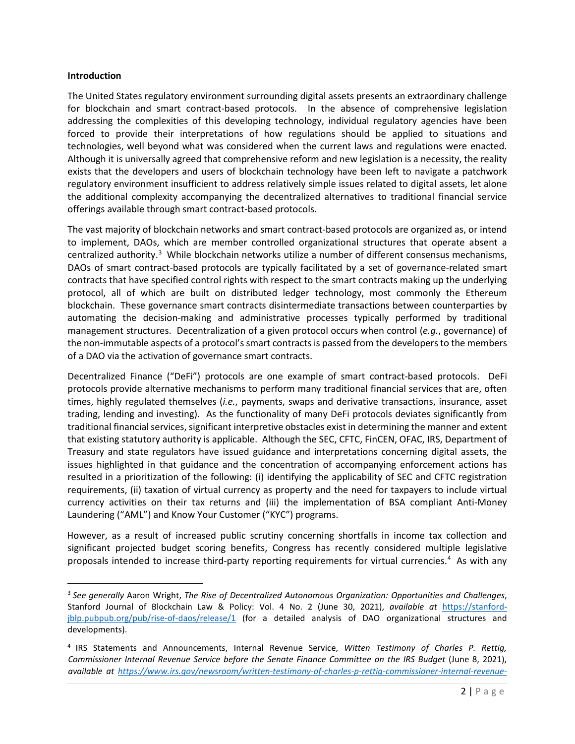**Introduction**

The United States regulatory environment surrounding digital assets presents an extraordinary challenge for blockchain and smart contract-based protocols. In the absence of comprehensive legislation addressing the complexities of this developing technology, individual regulatory agencies have been forced to provide their interpretations of how regulations should be applied to situations and technologies, well beyond what was considered when the current laws and regulations were enacted. Although it is universally agreed that comprehensive reform and new legislation is a necessity, the reality exists that the developers and users of blockchain technology have been left to navigate a patchwork regulatory environment insufficient to address relatively simple issues related to digital assets, let alone the additional complexity accompanying the decentralized alternatives to traditional financial service offerings available through smart contract-based protocols.

The vast majority of blockchain networks and smart contract-based protocols are organized as, or intend to implement, DAOs, which are member controlled organizational structures that operate absent a centralized authority.[3] While blockchain networks utilize a number of different consensus mechanisms, DAOs of smart contract-based protocols are typically facilitated by a set of governance-related smart contracts that have specified control rights with respect to the smart contracts making up the underlying protocol, all of which are built on distributed ledger technology, most commonly the Ethereum blockchain. These governance smart contracts disintermediate transactions between counterparties by automating the decision-making and administrative processes typically performed by traditional management structures. Decentralization of a given protocol occurs when control (*e.g.*, governance) of the non-immutable aspects of a protocol's smart contracts is passed from the developers to the members of a DAO via the activation of governance smart contracts.

Decentralized Finance ("DeFi") protocols are one example of smart contract-based protocols. DeFi protocols provide alternative mechanisms to perform many traditional financial services that are, often times, highly regulated themselves (*i.e.*, payments, swaps and derivative transactions, insurance, asset trading, lending and investing). As the functionality of many DeFi protocols deviates significantly from traditional financial services, significant interpretive obstacles exist in determining the manner and extent that existing statutory authority is applicable. Although the SEC, CFTC, FinCEN, OFAC, IRS, Department of Treasury and state regulators have issued guidance and interpretations concerning digital assets, the issues highlighted in that guidance and the concentration of accompanying enforcement actions has resulted in a prioritization of the following: (i) identifying the applicability of SEC and CFTC registration requirements, (ii) taxation of virtual currency as property and the need for taxpayers to include virtual currency activities on their tax returns and (iii) the implementation of BSA compliant Anti-Money Laundering ("AML") and Know Your Customer ("KYC") programs.

However, as a result of increased public scrutiny concerning shortfalls in income tax collection and significant projected budget scoring benefits, Congress has recently considered multiple legislative proposals intended to increase third-party reporting requirements for virtual currencies.[4] As with any

---

[3] *See generally* Aaron Wright, *The Rise of Decentralized Autonomous Organization: Opportunities and Challenges*, Stanford Journal of Blockchain Law & Policy: Vol. 4 No. 2 (June 30, 2021), *available at* https://stanford-jblp.pubpub.org/pub/rise-of-daos/release/1 (for a detailed analysis of DAO organizational structures and developments).

[4] IRS Statements and Announcements, Internal Revenue Service, *Witten Testimony of Charles P. Rettig, Commissioner Internal Revenue Service before the Senate Finance Committee on the IRS Budget* (June 8, 2021), *available at https://www.irs.gov/newsroom/written-testimony-of-charles-p-rettig-commissioner-internal-revenue-*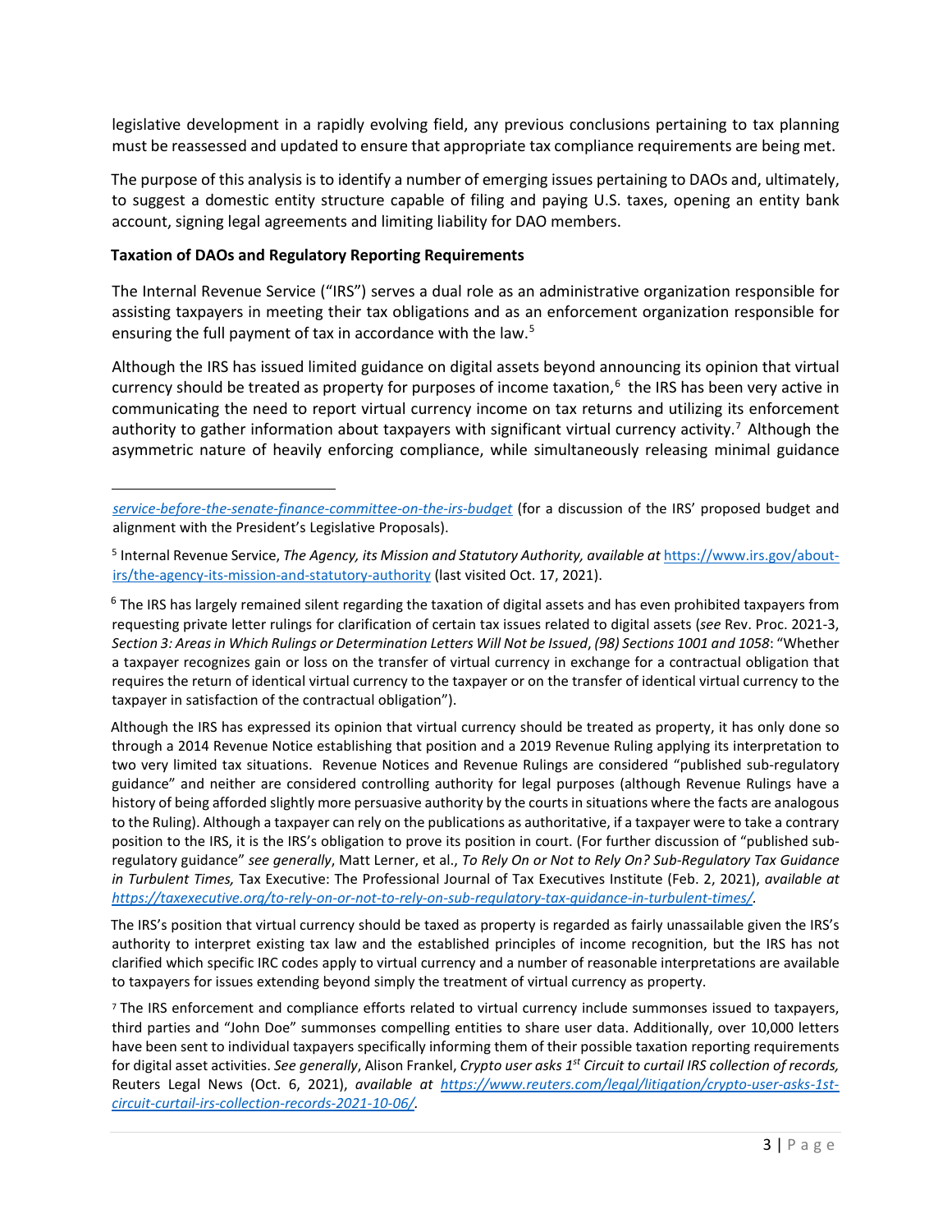legislative development in a rapidly evolving field, any previous conclusions pertaining to tax planning must be reassessed and updated to ensure that appropriate tax compliance requirements are being met.

The purpose of this analysis is to identify a number of emerging issues pertaining to DAOs and, ultimately, to suggest a domestic entity structure capable of filing and paying U.S. taxes, opening an entity bank account, signing legal agreements and limiting liability for DAO members.

**Taxation of DAOs and Regulatory Reporting Requirements**

The Internal Revenue Service ("IRS") serves a dual role as an administrative organization responsible for assisting taxpayers in meeting their tax obligations and as an enforcement organization responsible for ensuring the full payment of tax in accordance with the law.[5]

Although the IRS has issued limited guidance on digital assets beyond announcing its opinion that virtual currency should be treated as property for purposes of income taxation,[6] the IRS has been very active in communicating the need to report virtual currency income on tax returns and utilizing its enforcement authority to gather information about taxpayers with significant virtual currency activity.[7] Although the asymmetric nature of heavily enforcing compliance, while simultaneously releasing minimal guidance

---

*service-before-the-senate-finance-committee-on-the-irs-budget* (for a discussion of the IRS' proposed budget and alignment with the President's Legislative Proposals).

[5] Internal Revenue Service, *The Agency, its Mission and Statutory Authority, available at* https://www.irs.gov/about-irs/the-agency-its-mission-and-statutory-authority (last visited Oct. 17, 2021).

[6] The IRS has largely remained silent regarding the taxation of digital assets and has even prohibited taxpayers from requesting private letter rulings for clarification of certain tax issues related to digital assets (*see* Rev. Proc. 2021-3, *Section 3: Areas in Which Rulings or Determination Letters Will Not be Issued*, *(98) Sections 1001 and 1058*: "Whether a taxpayer recognizes gain or loss on the transfer of virtual currency in exchange for a contractual obligation that requires the return of identical virtual currency to the taxpayer or on the transfer of identical virtual currency to the taxpayer in satisfaction of the contractual obligation").

Although the IRS has expressed its opinion that virtual currency should be treated as property, it has only done so through a 2014 Revenue Notice establishing that position and a 2019 Revenue Ruling applying its interpretation to two very limited tax situations. Revenue Notices and Revenue Rulings are considered "published sub-regulatory guidance" and neither are considered controlling authority for legal purposes (although Revenue Rulings have a history of being afforded slightly more persuasive authority by the courts in situations where the facts are analogous to the Ruling). Although a taxpayer can rely on the publications as authoritative, if a taxpayer were to take a contrary position to the IRS, it is the IRS's obligation to prove its position in court. (For further discussion of "published sub-regulatory guidance" *see generally*, Matt Lerner, et al., *To Rely On or Not to Rely On? Sub-Regulatory Tax Guidance in Turbulent Times,* Tax Executive: The Professional Journal of Tax Executives Institute (Feb. 2, 2021), *available at https://taxexecutive.org/to-rely-on-or-not-to-rely-on-sub-regulatory-tax-guidance-in-turbulent-times/*.

The IRS's position that virtual currency should be taxed as property is regarded as fairly unassailable given the IRS's authority to interpret existing tax law and the established principles of income recognition, but the IRS has not clarified which specific IRC codes apply to virtual currency and a number of reasonable interpretations are available to taxpayers for issues extending beyond simply the treatment of virtual currency as property.

[7] The IRS enforcement and compliance efforts related to virtual currency include summonses issued to taxpayers, third parties and "John Doe" summonses compelling entities to share user data. Additionally, over 10,000 letters have been sent to individual taxpayers specifically informing them of their possible taxation reporting requirements for digital asset activities. *See generally*, Alison Frankel, *Crypto user asks 1st Circuit to curtail IRS collection of records,* Reuters Legal News (Oct. 6, 2021), *available at https://www.reuters.com/legal/litigation/crypto-user-asks-1st-circuit-curtail-irs-collection-records-2021-10-06/*.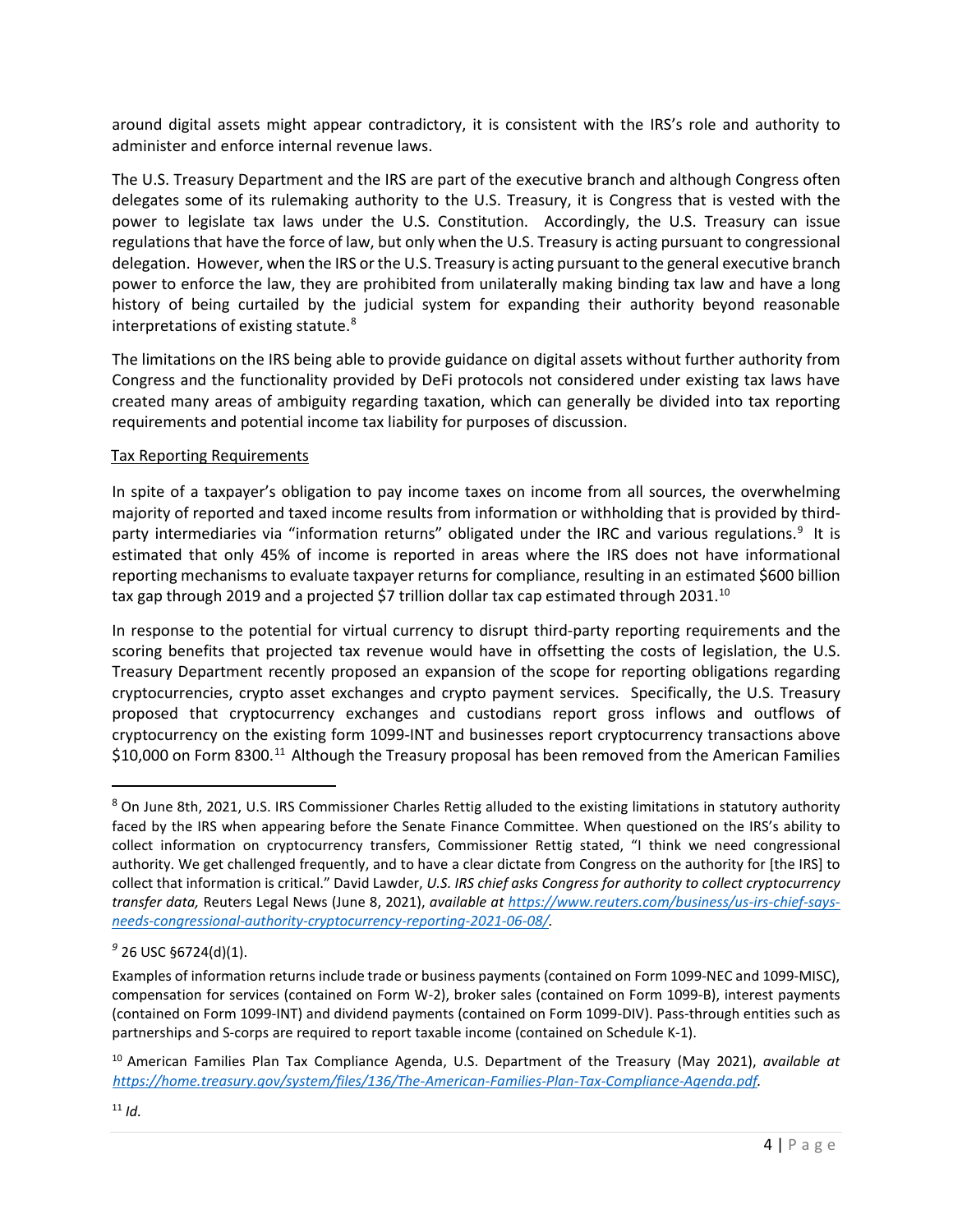around digital assets might appear contradictory, it is consistent with the IRS's role and authority to administer and enforce internal revenue laws.

The U.S. Treasury Department and the IRS are part of the executive branch and although Congress often delegates some of its rulemaking authority to the U.S. Treasury, it is Congress that is vested with the power to legislate tax laws under the U.S. Constitution. Accordingly, the U.S. Treasury can issue regulations that have the force of law, but only when the U.S. Treasury is acting pursuant to congressional delegation. However, when the IRS or the U.S. Treasury is acting pursuant to the general executive branch power to enforce the law, they are prohibited from unilaterally making binding tax law and have a long history of being curtailed by the judicial system for expanding their authority beyond reasonable interpretations of existing statute.[8]

The limitations on the IRS being able to provide guidance on digital assets without further authority from Congress and the functionality provided by DeFi protocols not considered under existing tax laws have created many areas of ambiguity regarding taxation, which can generally be divided into tax reporting requirements and potential income tax liability for purposes of discussion.

Tax Reporting Requirements

In spite of a taxpayer's obligation to pay income taxes on income from all sources, the overwhelming majority of reported and taxed income results from information or withholding that is provided by third-party intermediaries via "information returns" obligated under the IRC and various regulations.[9] It is estimated that only 45% of income is reported in areas where the IRS does not have informational reporting mechanisms to evaluate taxpayer returns for compliance, resulting in an estimated $600 billion tax gap through 2019 and a projected $7 trillion dollar tax cap estimated through 2031.[10]

In response to the potential for virtual currency to disrupt third-party reporting requirements and the scoring benefits that projected tax revenue would have in offsetting the costs of legislation, the U.S. Treasury Department recently proposed an expansion of the scope for reporting obligations regarding cryptocurrencies, crypto asset exchanges and crypto payment services. Specifically, the U.S. Treasury proposed that cryptocurrency exchanges and custodians report gross inflows and outflows of cryptocurrency on the existing form 1099-INT and businesses report cryptocurrency transactions above $10,000 on Form 8300.[11] Although the Treasury proposal has been removed from the American Families

---

[8] On June 8th, 2021, U.S. IRS Commissioner Charles Rettig alluded to the existing limitations in statutory authority faced by the IRS when appearing before the Senate Finance Committee. When questioned on the IRS's ability to collect information on cryptocurrency transfers, Commissioner Rettig stated, "I think we need congressional authority. We get challenged frequently, and to have a clear dictate from Congress on the authority for [the IRS] to collect that information is critical." David Lawder, *U.S. IRS chief asks Congress for authority to collect cryptocurrency transfer data,* Reuters Legal News (June 8, 2021), *available at* https://www.reuters.com/business/us-irs-chief-says-needs-congressional-authority-cryptocurrency-reporting-2021-06-08/.

[9] 26 USC §6724(d)(1).

Examples of information returns include trade or business payments (contained on Form 1099-NEC and 1099-MISC), compensation for services (contained on Form W-2), broker sales (contained on Form 1099-B), interest payments (contained on Form 1099-INT) and dividend payments (contained on Form 1099-DIV). Pass-through entities such as partnerships and S-corps are required to report taxable income (contained on Schedule K-1).

[10] American Families Plan Tax Compliance Agenda, U.S. Department of the Treasury (May 2021), *available at https://home.treasury.gov/system/files/136/The-American-Families-Plan-Tax-Compliance-Agenda.pdf.*

[11] *Id.*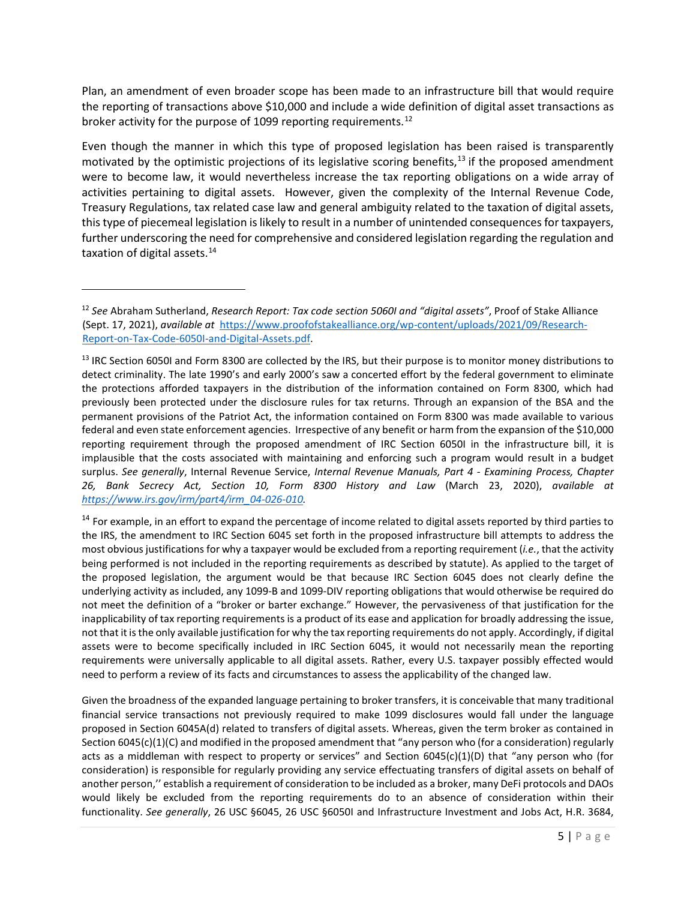Plan, an amendment of even broader scope has been made to an infrastructure bill that would require the reporting of transactions above $10,000 and include a wide definition of digital asset transactions as broker activity for the purpose of 1099 reporting requirements.[12]

Even though the manner in which this type of proposed legislation has been raised is transparently motivated by the optimistic projections of its legislative scoring benefits,[13] if the proposed amendment were to become law, it would nevertheless increase the tax reporting obligations on a wide array of activities pertaining to digital assets. However, given the complexity of the Internal Revenue Code, Treasury Regulations, tax related case law and general ambiguity related to the taxation of digital assets, this type of piecemeal legislation is likely to result in a number of unintended consequences for taxpayers, further underscoring the need for comprehensive and considered legislation regarding the regulation and taxation of digital assets.[14]

---

[12] *See* Abraham Sutherland, *Research Report: Tax code section 5060I and "digital assets"*, Proof of Stake Alliance (Sept. 17, 2021), *available at* [https://www.proofofstakealliance.org/wp-content/uploads/2021/09/Research-Report-on-Tax-Code-6050I-and-Digital-Assets.pdf](https://www.proofofstakealliance.org/wp-content/uploads/2021/09/Research-Report-on-Tax-Code-6050I-and-Digital-Assets.pdf).

[13] IRC Section 6050I and Form 8300 are collected by the IRS, but their purpose is to monitor money distributions to detect criminality. The late 1990's and early 2000's saw a concerted effort by the federal government to eliminate the protections afforded taxpayers in the distribution of the information contained on Form 8300, which had previously been protected under the disclosure rules for tax returns. Through an expansion of the BSA and the permanent provisions of the Patriot Act, the information contained on Form 8300 was made available to various federal and even state enforcement agencies. Irrespective of any benefit or harm from the expansion of the $10,000 reporting requirement through the proposed amendment of IRC Section 6050I in the infrastructure bill, it is implausible that the costs associated with maintaining and enforcing such a program would result in a budget surplus. *See generally*, Internal Revenue Service, *Internal Revenue Manuals, Part 4 - Examining Process, Chapter 26, Bank Secrecy Act, Section 10, Form 8300 History and Law* (March 23, 2020), *available at [https://www.irs.gov/irm/part4/irm_04-026-010](https://www.irs.gov/irm/part4/irm_04-026-010).*

[14] For example, in an effort to expand the percentage of income related to digital assets reported by third parties to the IRS, the amendment to IRC Section 6045 set forth in the proposed infrastructure bill attempts to address the most obvious justifications for why a taxpayer would be excluded from a reporting requirement (*i.e.*, that the activity being performed is not included in the reporting requirements as described by statute). As applied to the target of the proposed legislation, the argument would be that because IRC Section 6045 does not clearly define the underlying activity as included, any 1099-B and 1099-DIV reporting obligations that would otherwise be required do not meet the definition of a "broker or barter exchange." However, the pervasiveness of that justification for the inapplicability of tax reporting requirements is a product of its ease and application for broadly addressing the issue, not that it is the only available justification for why the tax reporting requirements do not apply. Accordingly, if digital assets were to become specifically included in IRC Section 6045, it would not necessarily mean the reporting requirements were universally applicable to all digital assets. Rather, every U.S. taxpayer possibly effected would need to perform a review of its facts and circumstances to assess the applicability of the changed law.

Given the broadness of the expanded language pertaining to broker transfers, it is conceivable that many traditional financial service transactions not previously required to make 1099 disclosures would fall under the language proposed in Section 6045A(d) related to transfers of digital assets. Whereas, given the term broker as contained in Section 6045(c)(1)(C) and modified in the proposed amendment that "any person who (for a consideration) regularly acts as a middleman with respect to property or services" and Section 6045(c)(1)(D) that "any person who (for consideration) is responsible for regularly providing any service effectuating transfers of digital assets on behalf of another person,'' establish a requirement of consideration to be included as a broker, many DeFi protocols and DAOs would likely be excluded from the reporting requirements do to an absence of consideration within their functionality. *See generally*, 26 USC §6045, 26 USC §6050I and Infrastructure Investment and Jobs Act, H.R. 3684,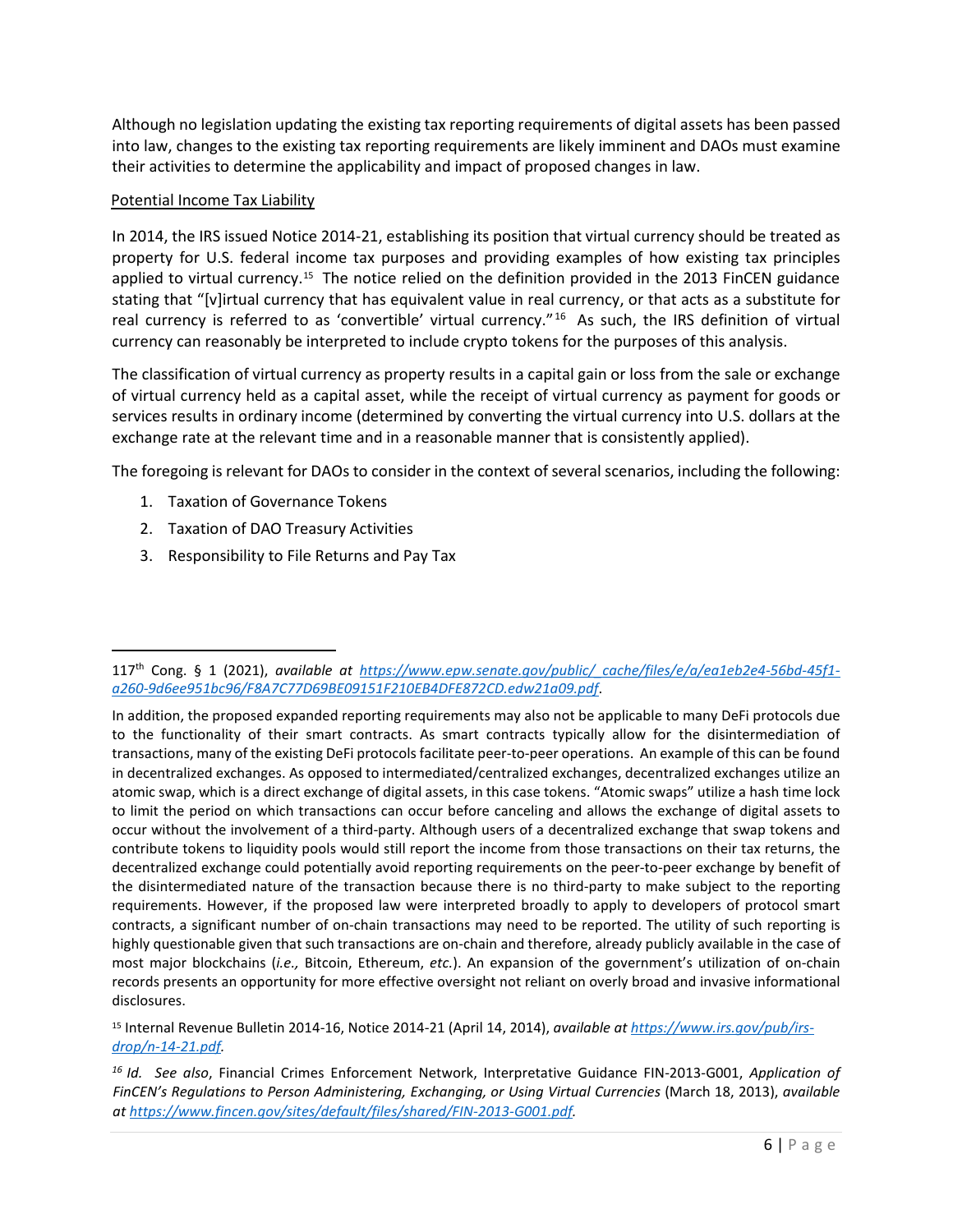Although no legislation updating the existing tax reporting requirements of digital assets has been passed into law, changes to the existing tax reporting requirements are likely imminent and DAOs must examine their activities to determine the applicability and impact of proposed changes in law.

Potential Income Tax Liability

In 2014, the IRS issued Notice 2014-21, establishing its position that virtual currency should be treated as property for U.S. federal income tax purposes and providing examples of how existing tax principles applied to virtual currency.[15] The notice relied on the definition provided in the 2013 FinCEN guidance stating that "[v]irtual currency that has equivalent value in real currency, or that acts as a substitute for real currency is referred to as 'convertible' virtual currency."[16] As such, the IRS definition of virtual currency can reasonably be interpreted to include crypto tokens for the purposes of this analysis.

The classification of virtual currency as property results in a capital gain or loss from the sale or exchange of virtual currency held as a capital asset, while the receipt of virtual currency as payment for goods or services results in ordinary income (determined by converting the virtual currency into U.S. dollars at the exchange rate at the relevant time and in a reasonable manner that is consistently applied).

The foregoing is relevant for DAOs to consider in the context of several scenarios, including the following:

1. Taxation of Governance Tokens
2. Taxation of DAO Treasury Activities
3. Responsibility to File Returns and Pay Tax

---

117th Cong. § 1 (2021), *available at [https://www.epw.senate.gov/public/_cache/files/e/a/ea1eb2e4-56bd-45f1-a260-9d6ee951bc96/F8A7C77D69BE09151F210EB4DFE872CD.edw21a09.pdf](https://www.epw.senate.gov/public/_cache/files/e/a/ea1eb2e4-56bd-45f1-a260-9d6ee951bc96/F8A7C77D69BE09151F210EB4DFE872CD.edw21a09.pdf)*.

In addition, the proposed expanded reporting requirements may also not be applicable to many DeFi protocols due to the functionality of their smart contracts. As smart contracts typically allow for the disintermediation of transactions, many of the existing DeFi protocols facilitate peer-to-peer operations. An example of this can be found in decentralized exchanges. As opposed to intermediated/centralized exchanges, decentralized exchanges utilize an atomic swap, which is a direct exchange of digital assets, in this case tokens. "Atomic swaps" utilize a hash time lock to limit the period on which transactions can occur before canceling and allows the exchange of digital assets to occur without the involvement of a third-party. Although users of a decentralized exchange that swap tokens and contribute tokens to liquidity pools would still report the income from those transactions on their tax returns, the decentralized exchange could potentially avoid reporting requirements on the peer-to-peer exchange by benefit of the disintermediated nature of the transaction because there is no third-party to make subject to the reporting requirements. However, if the proposed law were interpreted broadly to apply to developers of protocol smart contracts, a significant number of on-chain transactions may need to be reported. The utility of such reporting is highly questionable given that such transactions are on-chain and therefore, already publicly available in the case of most major blockchains (*i.e.,* Bitcoin, Ethereum, *etc.*). An expansion of the government's utilization of on-chain records presents an opportunity for more effective oversight not reliant on overly broad and invasive informational disclosures.

[15] Internal Revenue Bulletin 2014-16, Notice 2014-21 (April 14, 2014), *available at [https://www.irs.gov/pub/irs-drop/n-14-21.pdf](https://www.irs.gov/pub/irs-drop/n-14-21.pdf).*

[16] *Id. See also*, Financial Crimes Enforcement Network, Interpretative Guidance FIN-2013-G001, *Application of FinCEN's Regulations to Person Administering, Exchanging, or Using Virtual Currencies* (March 18, 2013), *available at [https://www.fincen.gov/sites/default/files/shared/FIN-2013-G001.pdf](https://www.fincen.gov/sites/default/files/shared/FIN-2013-G001.pdf).*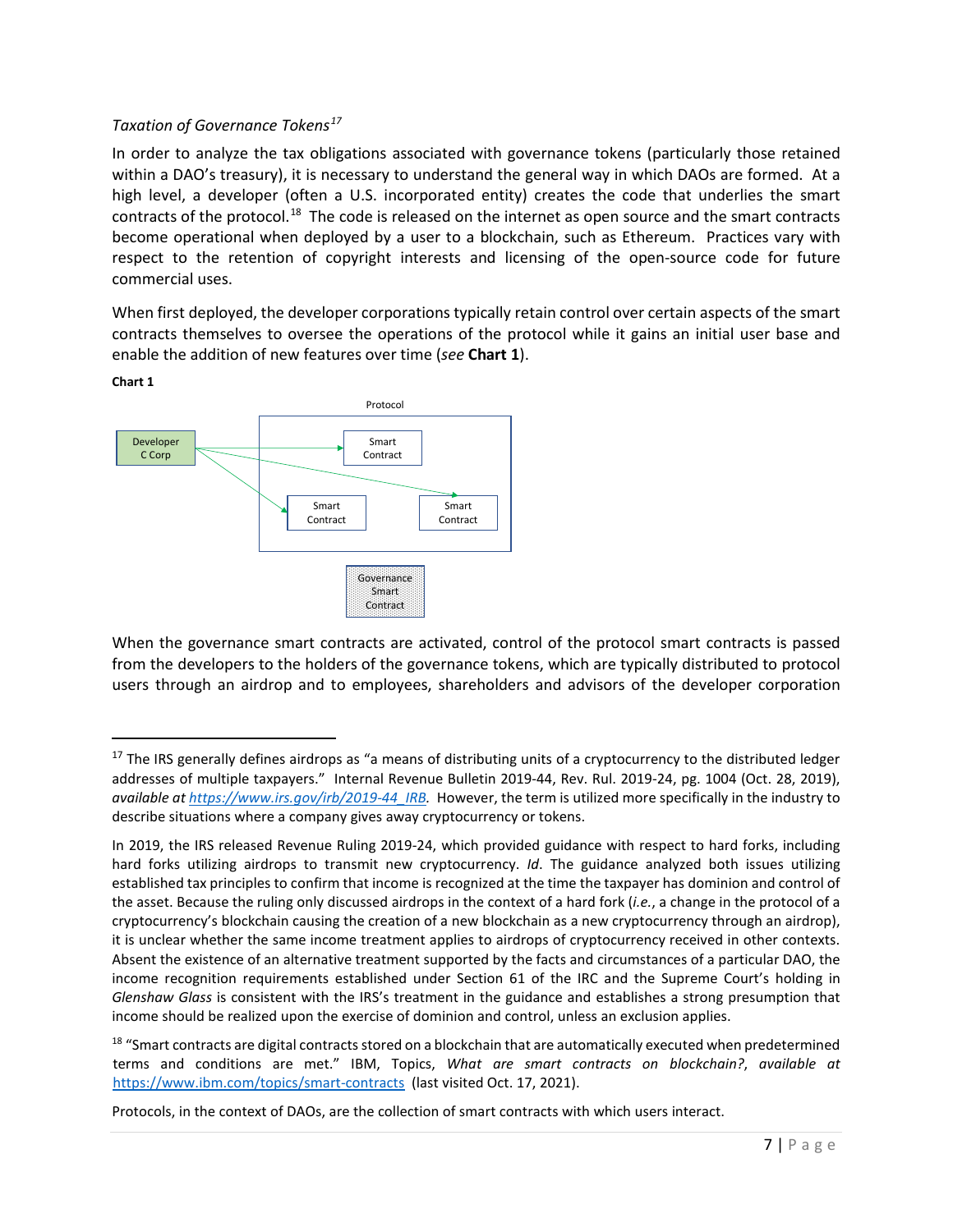*Taxation of Governance Tokens*[17]

In order to analyze the tax obligations associated with governance tokens (particularly those retained within a DAO's treasury), it is necessary to understand the general way in which DAOs are formed. At a high level, a developer (often a U.S. incorporated entity) creates the code that underlies the smart contracts of the protocol.[18] The code is released on the internet as open source and the smart contracts become operational when deployed by a user to a blockchain, such as Ethereum. Practices vary with respect to the retention of copyright interests and licensing of the open-source code for future commercial uses.

When first deployed, the developer corporations typically retain control over certain aspects of the smart contracts themselves to oversee the operations of the protocol while it gains an initial user base and enable the addition of new features over time (*see* **Chart 1**).

**Chart 1**

Protocol

Developer C Corp

Smart Contract

Smart Contract

Smart Contract

Governance Smart Contract

When the governance smart contracts are activated, control of the protocol smart contracts is passed from the developers to the holders of the governance tokens, which are typically distributed to protocol users through an airdrop and to employees, shareholders and advisors of the developer corporation

---

[17] The IRS generally defines airdrops as "a means of distributing units of a cryptocurrency to the distributed ledger addresses of multiple taxpayers." Internal Revenue Bulletin 2019-44, Rev. Rul. 2019-24, pg. 1004 (Oct. 28, 2019), *available at* https://www.irs.gov/irb/2019-44_IRB. However, the term is utilized more specifically in the industry to describe situations where a company gives away cryptocurrency or tokens.

In 2019, the IRS released Revenue Ruling 2019-24, which provided guidance with respect to hard forks, including hard forks utilizing airdrops to transmit new cryptocurrency. *Id*. The guidance analyzed both issues utilizing established tax principles to confirm that income is recognized at the time the taxpayer has dominion and control of the asset. Because the ruling only discussed airdrops in the context of a hard fork (*i.e.*, a change in the protocol of a cryptocurrency's blockchain causing the creation of a new blockchain as a new cryptocurrency through an airdrop), it is unclear whether the same income treatment applies to airdrops of cryptocurrency received in other contexts. Absent the existence of an alternative treatment supported by the facts and circumstances of a particular DAO, the income recognition requirements established under Section 61 of the IRC and the Supreme Court's holding in *Glenshaw Glass* is consistent with the IRS's treatment in the guidance and establishes a strong presumption that income should be realized upon the exercise of dominion and control, unless an exclusion applies.

[18] "Smart contracts are digital contracts stored on a blockchain that are automatically executed when predetermined terms and conditions are met." IBM, Topics, *What are smart contracts on blockchain?*, *available at* https://www.ibm.com/topics/smart-contracts (last visited Oct. 17, 2021).

Protocols, in the context of DAOs, are the collection of smart contracts with which users interact.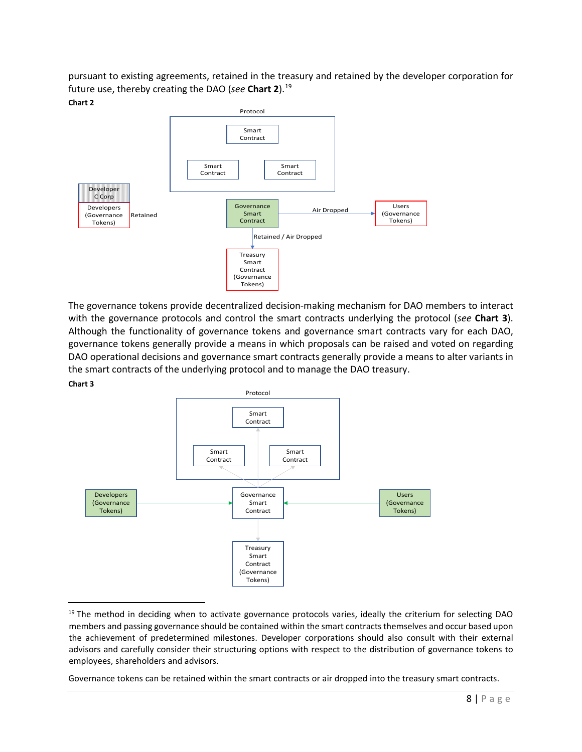pursuant to existing agreements, retained in the treasury and retained by the developer corporation for future use, thereby creating the DAO (*see* **Chart 2**).[19]

**Chart 2**

Protocol

Smart Contract

Smart Contract

Smart Contract

Developer C Corp

Developers (Governance Tokens)

Retained

Governance Smart Contract

Air Dropped

Users (Governance Tokens)

Retained / Air Dropped

Treasury Smart Contract (Governance Tokens)

The governance tokens provide decentralized decision-making mechanism for DAO members to interact with the governance protocols and control the smart contracts underlying the protocol (*see* **Chart 3**). Although the functionality of governance tokens and governance smart contracts vary for each DAO, governance tokens generally provide a means in which proposals can be raised and voted on regarding DAO operational decisions and governance smart contracts generally provide a means to alter variants in the smart contracts of the underlying protocol and to manage the DAO treasury.

**Chart 3**

Protocol

Smart Contract

Smart Contract

Smart Contract

Developers (Governance Tokens)

Governance Smart Contract

Users (Governance Tokens)

Treasury Smart Contract (Governance Tokens)

[19] The method in deciding when to activate governance protocols varies, ideally the criterium for selecting DAO members and passing governance should be contained within the smart contracts themselves and occur based upon the achievement of predetermined milestones. Developer corporations should also consult with their external advisors and carefully consider their structuring options with respect to the distribution of governance tokens to employees, shareholders and advisors.

Governance tokens can be retained within the smart contracts or air dropped into the treasury smart contracts.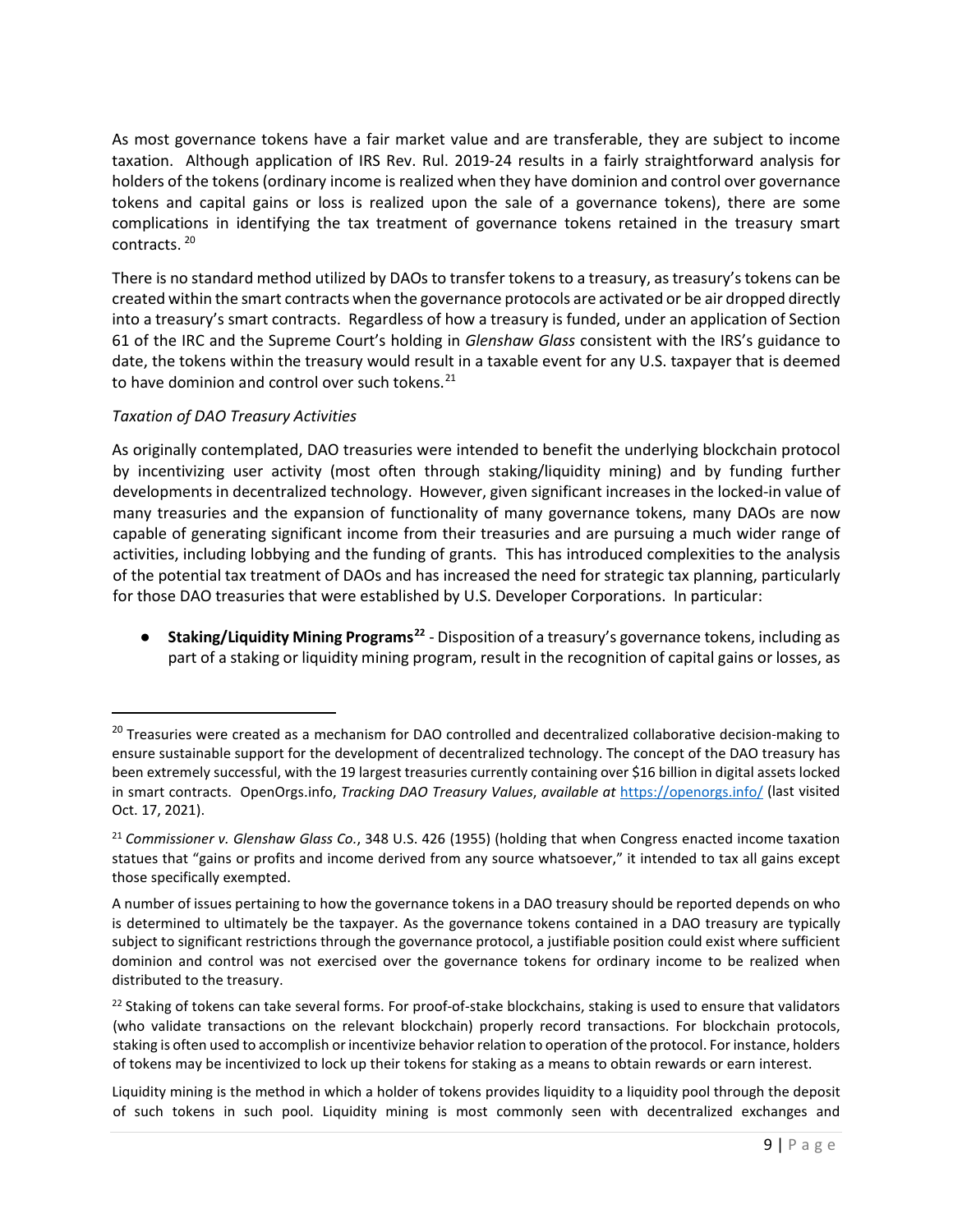As most governance tokens have a fair market value and are transferable, they are subject to income taxation. Although application of IRS Rev. Rul. 2019-24 results in a fairly straightforward analysis for holders of the tokens (ordinary income is realized when they have dominion and control over governance tokens and capital gains or loss is realized upon the sale of a governance tokens), there are some complications in identifying the tax treatment of governance tokens retained in the treasury smart contracts. [20]

There is no standard method utilized by DAOs to transfer tokens to a treasury, as treasury's tokens can be created within the smart contracts when the governance protocols are activated or be air dropped directly into a treasury's smart contracts. Regardless of how a treasury is funded, under an application of Section 61 of the IRC and the Supreme Court's holding in *Glenshaw Glass* consistent with the IRS's guidance to date, the tokens within the treasury would result in a taxable event for any U.S. taxpayer that is deemed to have dominion and control over such tokens.[21]

*Taxation of DAO Treasury Activities*

As originally contemplated, DAO treasuries were intended to benefit the underlying blockchain protocol by incentivizing user activity (most often through staking/liquidity mining) and by funding further developments in decentralized technology. However, given significant increases in the locked-in value of many treasuries and the expansion of functionality of many governance tokens, many DAOs are now capable of generating significant income from their treasuries and are pursuing a much wider range of activities, including lobbying and the funding of grants. This has introduced complexities to the analysis of the potential tax treatment of DAOs and has increased the need for strategic tax planning, particularly for those DAO treasuries that were established by U.S. Developer Corporations. In particular:

- **Staking/Liquidity Mining Programs[22]** - Disposition of a treasury's governance tokens, including as part of a staking or liquidity mining program, result in the recognition of capital gains or losses, as

---

[20] Treasuries were created as a mechanism for DAO controlled and decentralized collaborative decision-making to ensure sustainable support for the development of decentralized technology. The concept of the DAO treasury has been extremely successful, with the 19 largest treasuries currently containing over $16 billion in digital assets locked in smart contracts. OpenOrgs.info, *Tracking DAO Treasury Values*, *available at* https://openorgs.info/ (last visited Oct. 17, 2021).

[21] *Commissioner v. Glenshaw Glass Co.*, 348 U.S. 426 (1955) (holding that when Congress enacted income taxation statues that "gains or profits and income derived from any source whatsoever," it intended to tax all gains except those specifically exempted.

A number of issues pertaining to how the governance tokens in a DAO treasury should be reported depends on who is determined to ultimately be the taxpayer. As the governance tokens contained in a DAO treasury are typically subject to significant restrictions through the governance protocol, a justifiable position could exist where sufficient dominion and control was not exercised over the governance tokens for ordinary income to be realized when distributed to the treasury.

[22] Staking of tokens can take several forms. For proof-of-stake blockchains, staking is used to ensure that validators (who validate transactions on the relevant blockchain) properly record transactions. For blockchain protocols, staking is often used to accomplish or incentivize behavior relation to operation of the protocol. For instance, holders of tokens may be incentivized to lock up their tokens for staking as a means to obtain rewards or earn interest.

Liquidity mining is the method in which a holder of tokens provides liquidity to a liquidity pool through the deposit of such tokens in such pool. Liquidity mining is most commonly seen with decentralized exchanges and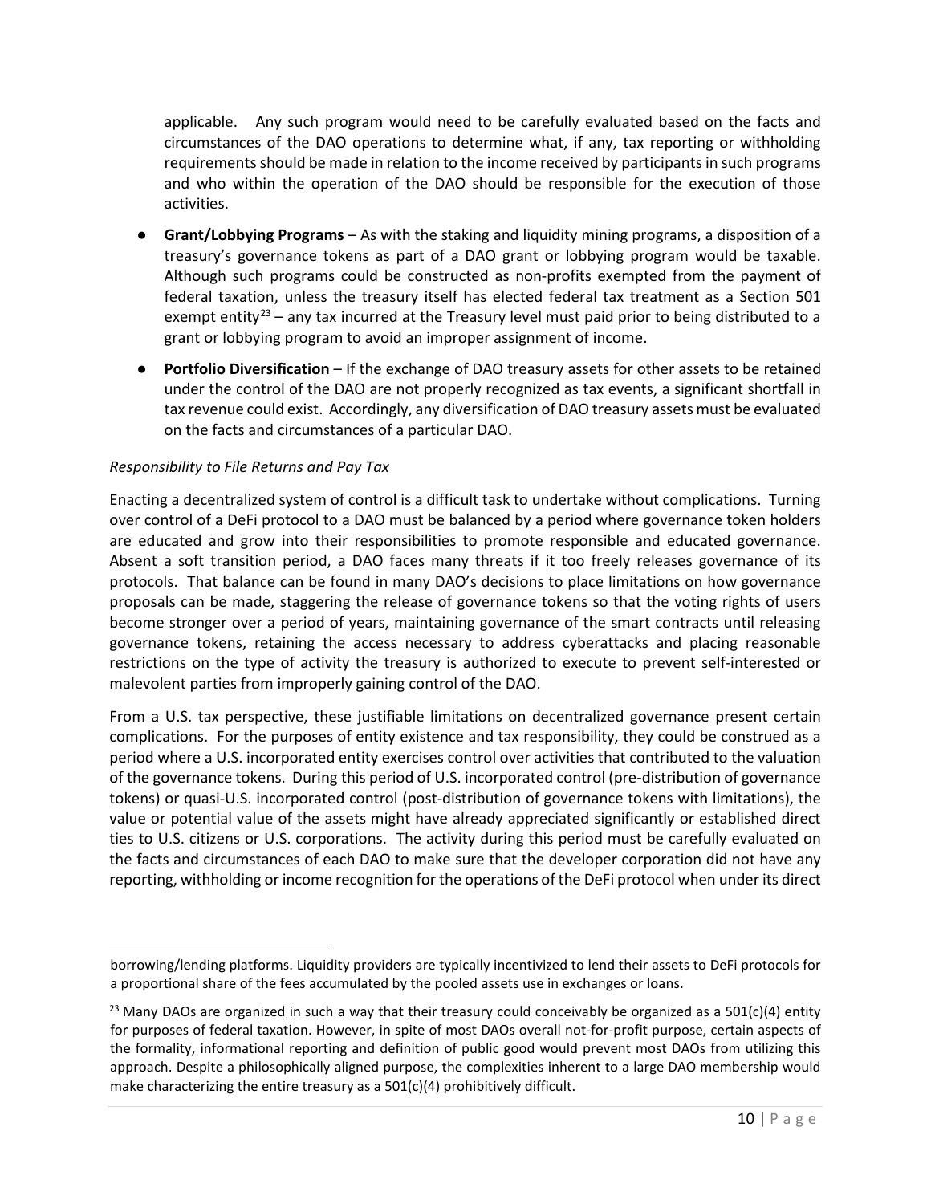applicable. Any such program would need to be carefully evaluated based on the facts and circumstances of the DAO operations to determine what, if any, tax reporting or withholding requirements should be made in relation to the income received by participants in such programs and who within the operation of the DAO should be responsible for the execution of those activities.

- **Grant/Lobbying Programs** – As with the staking and liquidity mining programs, a disposition of a treasury's governance tokens as part of a DAO grant or lobbying program would be taxable. Although such programs could be constructed as non-profits exempted from the payment of federal taxation, unless the treasury itself has elected federal tax treatment as a Section 501 exempt entity[23] – any tax incurred at the Treasury level must paid prior to being distributed to a grant or lobbying program to avoid an improper assignment of income.
- **Portfolio Diversification** – If the exchange of DAO treasury assets for other assets to be retained under the control of the DAO are not properly recognized as tax events, a significant shortfall in tax revenue could exist. Accordingly, any diversification of DAO treasury assets must be evaluated on the facts and circumstances of a particular DAO.

*Responsibility to File Returns and Pay Tax*

Enacting a decentralized system of control is a difficult task to undertake without complications. Turning over control of a DeFi protocol to a DAO must be balanced by a period where governance token holders are educated and grow into their responsibilities to promote responsible and educated governance. Absent a soft transition period, a DAO faces many threats if it too freely releases governance of its protocols. That balance can be found in many DAO's decisions to place limitations on how governance proposals can be made, staggering the release of governance tokens so that the voting rights of users become stronger over a period of years, maintaining governance of the smart contracts until releasing governance tokens, retaining the access necessary to address cyberattacks and placing reasonable restrictions on the type of activity the treasury is authorized to execute to prevent self-interested or malevolent parties from improperly gaining control of the DAO.

From a U.S. tax perspective, these justifiable limitations on decentralized governance present certain complications. For the purposes of entity existence and tax responsibility, they could be construed as a period where a U.S. incorporated entity exercises control over activities that contributed to the valuation of the governance tokens. During this period of U.S. incorporated control (pre-distribution of governance tokens) or quasi-U.S. incorporated control (post-distribution of governance tokens with limitations), the value or potential value of the assets might have already appreciated significantly or established direct ties to U.S. citizens or U.S. corporations. The activity during this period must be carefully evaluated on the facts and circumstances of each DAO to make sure that the developer corporation did not have any reporting, withholding or income recognition for the operations of the DeFi protocol when under its direct

---

borrowing/lending platforms. Liquidity providers are typically incentivized to lend their assets to DeFi protocols for a proportional share of the fees accumulated by the pooled assets use in exchanges or loans.

[23] Many DAOs are organized in such a way that their treasury could conceivably be organized as a 501(c)(4) entity for purposes of federal taxation. However, in spite of most DAOs overall not-for-profit purpose, certain aspects of the formality, informational reporting and definition of public good would prevent most DAOs from utilizing this approach. Despite a philosophically aligned purpose, the complexities inherent to a large DAO membership would make characterizing the entire treasury as a 501(c)(4) prohibitively difficult.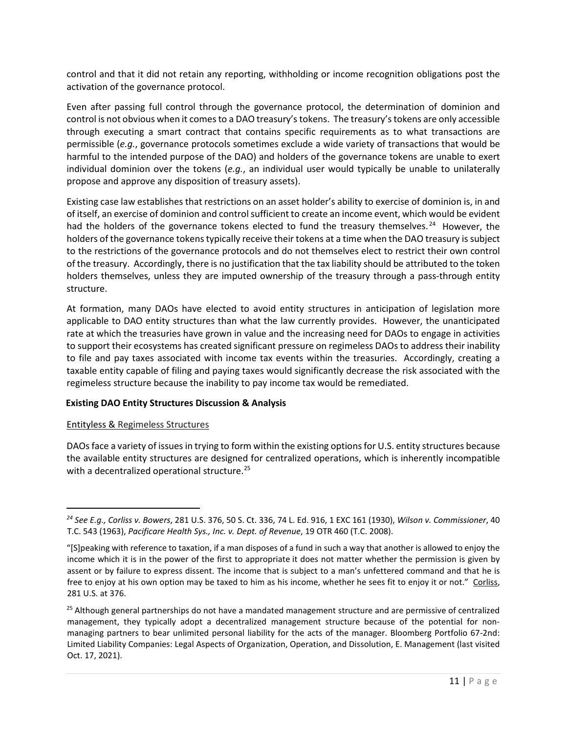control and that it did not retain any reporting, withholding or income recognition obligations post the activation of the governance protocol.

Even after passing full control through the governance protocol, the determination of dominion and control is not obvious when it comes to a DAO treasury's tokens. The treasury's tokens are only accessible through executing a smart contract that contains specific requirements as to what transactions are permissible (*e.g.*, governance protocols sometimes exclude a wide variety of transactions that would be harmful to the intended purpose of the DAO) and holders of the governance tokens are unable to exert individual dominion over the tokens (*e.g.*, an individual user would typically be unable to unilaterally propose and approve any disposition of treasury assets).

Existing case law establishes that restrictions on an asset holder's ability to exercise of dominion is, in and of itself, an exercise of dominion and control sufficient to create an income event, which would be evident had the holders of the governance tokens elected to fund the treasury themselves.[24] However, the holders of the governance tokens typically receive their tokens at a time when the DAO treasury is subject to the restrictions of the governance protocols and do not themselves elect to restrict their own control of the treasury. Accordingly, there is no justification that the tax liability should be attributed to the token holders themselves, unless they are imputed ownership of the treasury through a pass-through entity structure.

At formation, many DAOs have elected to avoid entity structures in anticipation of legislation more applicable to DAO entity structures than what the law currently provides. However, the unanticipated rate at which the treasuries have grown in value and the increasing need for DAOs to engage in activities to support their ecosystems has created significant pressure on regimeless DAOs to address their inability to file and pay taxes associated with income tax events within the treasuries. Accordingly, creating a taxable entity capable of filing and paying taxes would significantly decrease the risk associated with the regimeless structure because the inability to pay income tax would be remediated.

**Existing DAO Entity Structures Discussion & Analysis**

<u>Entityless & Regimeless Structures</u>

DAOs face a variety of issues in trying to form within the existing options for U.S. entity structures because the available entity structures are designed for centralized operations, which is inherently incompatible with a decentralized operational structure.[25]

---

[24] *See E.g., Corliss v. Bowers*, 281 U.S. 376, 50 S. Ct. 336, 74 L. Ed. 916, 1 EXC 161 (1930), *Wilson v. Commissioner*, 40 T.C. 543 (1963), *Pacificare Health Sys., Inc. v. Dept. of Revenue*, 19 OTR 460 (T.C. 2008).

"[S]peaking with reference to taxation, if a man disposes of a fund in such a way that another is allowed to enjoy the income which it is in the power of the first to appropriate it does not matter whether the permission is given by assent or by failure to express dissent. The income that is subject to a man's unfettered command and that he is free to enjoy at his own option may be taxed to him as his income, whether he sees fit to enjoy it or not." <u>Corliss</u>, 281 U.S. at 376.

[25] Although general partnerships do not have a mandated management structure and are permissive of centralized management, they typically adopt a decentralized management structure because of the potential for non-managing partners to bear unlimited personal liability for the acts of the manager. Bloomberg Portfolio 67-2nd: Limited Liability Companies: Legal Aspects of Organization, Operation, and Dissolution, E. Management (last visited Oct. 17, 2021).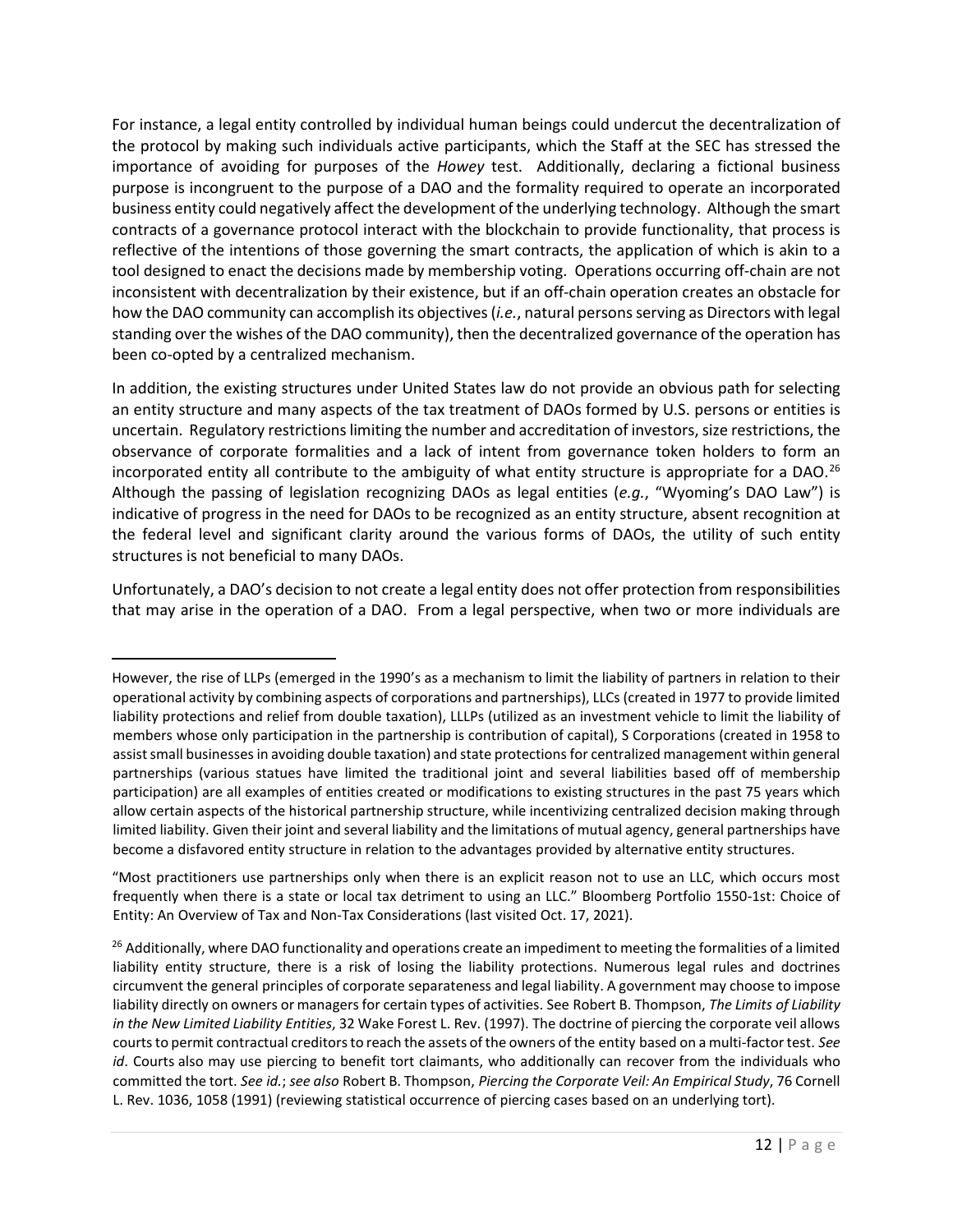For instance, a legal entity controlled by individual human beings could undercut the decentralization of the protocol by making such individuals active participants, which the Staff at the SEC has stressed the importance of avoiding for purposes of the *Howey* test. Additionally, declaring a fictional business purpose is incongruent to the purpose of a DAO and the formality required to operate an incorporated business entity could negatively affect the development of the underlying technology. Although the smart contracts of a governance protocol interact with the blockchain to provide functionality, that process is reflective of the intentions of those governing the smart contracts, the application of which is akin to a tool designed to enact the decisions made by membership voting. Operations occurring off-chain are not inconsistent with decentralization by their existence, but if an off-chain operation creates an obstacle for how the DAO community can accomplish its objectives (*i.e.*, natural persons serving as Directors with legal standing over the wishes of the DAO community), then the decentralized governance of the operation has been co-opted by a centralized mechanism.

In addition, the existing structures under United States law do not provide an obvious path for selecting an entity structure and many aspects of the tax treatment of DAOs formed by U.S. persons or entities is uncertain. Regulatory restrictions limiting the number and accreditation of investors, size restrictions, the observance of corporate formalities and a lack of intent from governance token holders to form an incorporated entity all contribute to the ambiguity of what entity structure is appropriate for a DAO.[26] Although the passing of legislation recognizing DAOs as legal entities (*e.g.*, "Wyoming's DAO Law") is indicative of progress in the need for DAOs to be recognized as an entity structure, absent recognition at the federal level and significant clarity around the various forms of DAOs, the utility of such entity structures is not beneficial to many DAOs.

Unfortunately, a DAO's decision to not create a legal entity does not offer protection from responsibilities that may arise in the operation of a DAO. From a legal perspective, when two or more individuals are

---

However, the rise of LLPs (emerged in the 1990's as a mechanism to limit the liability of partners in relation to their operational activity by combining aspects of corporations and partnerships), LLCs (created in 1977 to provide limited liability protections and relief from double taxation), LLLPs (utilized as an investment vehicle to limit the liability of members whose only participation in the partnership is contribution of capital), S Corporations (created in 1958 to assist small businesses in avoiding double taxation) and state protections for centralized management within general partnerships (various statues have limited the traditional joint and several liabilities based off of membership participation) are all examples of entities created or modifications to existing structures in the past 75 years which allow certain aspects of the historical partnership structure, while incentivizing centralized decision making through limited liability. Given their joint and several liability and the limitations of mutual agency, general partnerships have become a disfavored entity structure in relation to the advantages provided by alternative entity structures.

"Most practitioners use partnerships only when there is an explicit reason not to use an LLC, which occurs most frequently when there is a state or local tax detriment to using an LLC." Bloomberg Portfolio 1550-1st: Choice of Entity: An Overview of Tax and Non-Tax Considerations (last visited Oct. 17, 2021).

[26] Additionally, where DAO functionality and operations create an impediment to meeting the formalities of a limited liability entity structure, there is a risk of losing the liability protections. Numerous legal rules and doctrines circumvent the general principles of corporate separateness and legal liability. A government may choose to impose liability directly on owners or managers for certain types of activities. See Robert B. Thompson, *The Limits of Liability in the New Limited Liability Entities*, 32 Wake Forest L. Rev. (1997). The doctrine of piercing the corporate veil allows courts to permit contractual creditors to reach the assets of the owners of the entity based on a multi-factor test. *See id*. Courts also may use piercing to benefit tort claimants, who additionally can recover from the individuals who committed the tort. *See id.*; *see also* Robert B. Thompson, *Piercing the Corporate Veil: An Empirical Study*, 76 Cornell L. Rev. 1036, 1058 (1991) (reviewing statistical occurrence of piercing cases based on an underlying tort).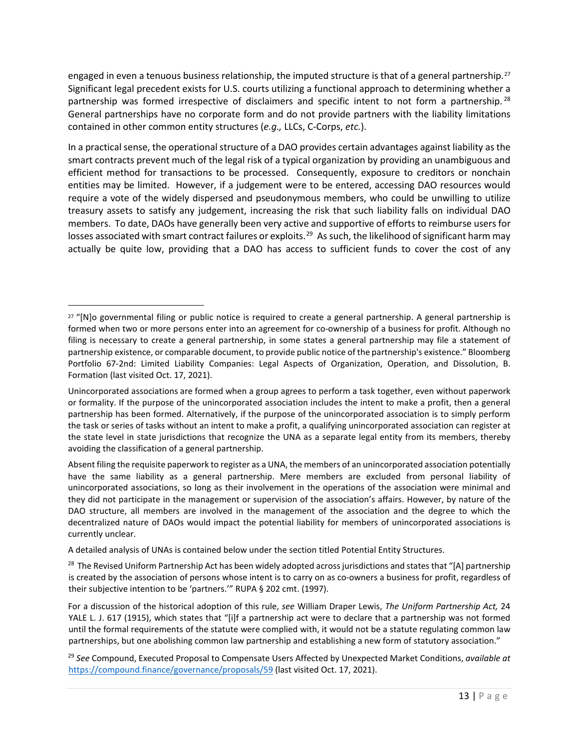engaged in even a tenuous business relationship, the imputed structure is that of a general partnership.[27] Significant legal precedent exists for U.S. courts utilizing a functional approach to determining whether a partnership was formed irrespective of disclaimers and specific intent to not form a partnership.[28] General partnerships have no corporate form and do not provide partners with the liability limitations contained in other common entity structures (*e.g.,* LLCs, C-Corps, *etc.*).

In a practical sense, the operational structure of a DAO provides certain advantages against liability as the smart contracts prevent much of the legal risk of a typical organization by providing an unambiguous and efficient method for transactions to be processed. Consequently, exposure to creditors or nonchain entities may be limited. However, if a judgement were to be entered, accessing DAO resources would require a vote of the widely dispersed and pseudonymous members, who could be unwilling to utilize treasury assets to satisfy any judgement, increasing the risk that such liability falls on individual DAO members. To date, DAOs have generally been very active and supportive of efforts to reimburse users for losses associated with smart contract failures or exploits.[29] As such, the likelihood of significant harm may actually be quite low, providing that a DAO has access to sufficient funds to cover the cost of any

---

[27] "[N]o governmental filing or public notice is required to create a general partnership. A general partnership is formed when two or more persons enter into an agreement for co-ownership of a business for profit. Although no filing is necessary to create a general partnership, in some states a general partnership may file a statement of partnership existence, or comparable document, to provide public notice of the partnership's existence." Bloomberg Portfolio 67-2nd: Limited Liability Companies: Legal Aspects of Organization, Operation, and Dissolution, B. Formation (last visited Oct. 17, 2021).

Unincorporated associations are formed when a group agrees to perform a task together, even without paperwork or formality. If the purpose of the unincorporated association includes the intent to make a profit, then a general partnership has been formed. Alternatively, if the purpose of the unincorporated association is to simply perform the task or series of tasks without an intent to make a profit, a qualifying unincorporated association can register at the state level in state jurisdictions that recognize the UNA as a separate legal entity from its members, thereby avoiding the classification of a general partnership.

Absent filing the requisite paperwork to register as a UNA, the members of an unincorporated association potentially have the same liability as a general partnership. Mere members are excluded from personal liability of unincorporated associations, so long as their involvement in the operations of the association were minimal and they did not participate in the management or supervision of the association's affairs. However, by nature of the DAO structure, all members are involved in the management of the association and the degree to which the decentralized nature of DAOs would impact the potential liability for members of unincorporated associations is currently unclear.

A detailed analysis of UNAs is contained below under the section titled Potential Entity Structures.

[28] The Revised Uniform Partnership Act has been widely adopted across jurisdictions and states that "[A] partnership is created by the association of persons whose intent is to carry on as co-owners a business for profit, regardless of their subjective intention to be 'partners.'" RUPA § 202 cmt. (1997).

For a discussion of the historical adoption of this rule, *see* William Draper Lewis, *The Uniform Partnership Act,* 24 YALE L. J. 617 (1915), which states that "[i]f a partnership act were to declare that a partnership was not formed until the formal requirements of the statute were complied with, it would not be a statute regulating common law partnerships, but one abolishing common law partnership and establishing a new form of statutory association."

[29] *See* Compound, Executed Proposal to Compensate Users Affected by Unexpected Market Conditions, *available at* https://compound.finance/governance/proposals/59 (last visited Oct. 17, 2021).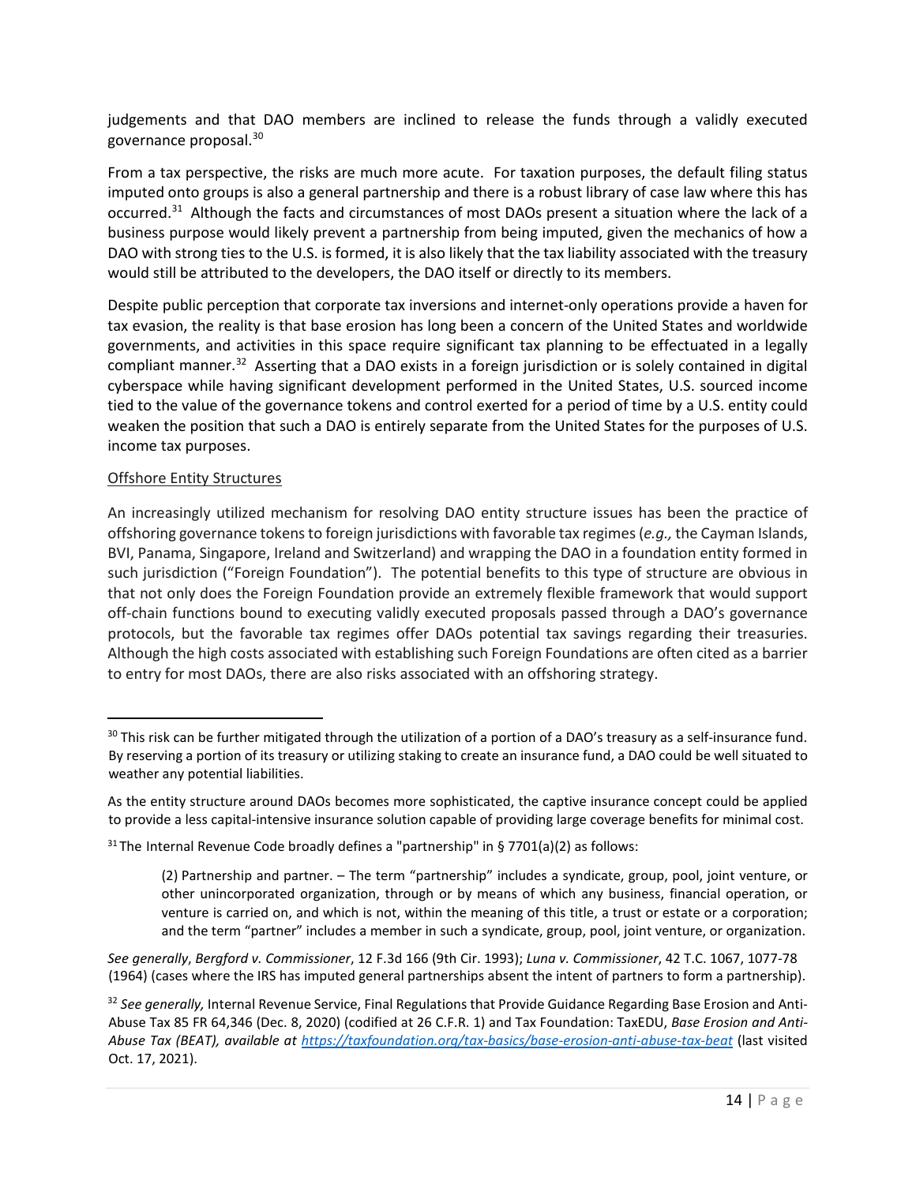judgements and that DAO members are inclined to release the funds through a validly executed governance proposal.[30]

From a tax perspective, the risks are much more acute. For taxation purposes, the default filing status imputed onto groups is also a general partnership and there is a robust library of case law where this has occurred.[31] Although the facts and circumstances of most DAOs present a situation where the lack of a business purpose would likely prevent a partnership from being imputed, given the mechanics of how a DAO with strong ties to the U.S. is formed, it is also likely that the tax liability associated with the treasury would still be attributed to the developers, the DAO itself or directly to its members.

Despite public perception that corporate tax inversions and internet-only operations provide a haven for tax evasion, the reality is that base erosion has long been a concern of the United States and worldwide governments, and activities in this space require significant tax planning to be effectuated in a legally compliant manner.[32] Asserting that a DAO exists in a foreign jurisdiction or is solely contained in digital cyberspace while having significant development performed in the United States, U.S. sourced income tied to the value of the governance tokens and control exerted for a period of time by a U.S. entity could weaken the position that such a DAO is entirely separate from the United States for the purposes of U.S. income tax purposes.

<u>Offshore Entity Structures</u>

An increasingly utilized mechanism for resolving DAO entity structure issues has been the practice of offshoring governance tokens to foreign jurisdictions with favorable tax regimes (*e.g.,* the Cayman Islands, BVI, Panama, Singapore, Ireland and Switzerland) and wrapping the DAO in a foundation entity formed in such jurisdiction ("Foreign Foundation"). The potential benefits to this type of structure are obvious in that not only does the Foreign Foundation provide an extremely flexible framework that would support off-chain functions bound to executing validly executed proposals passed through a DAO's governance protocols, but the favorable tax regimes offer DAOs potential tax savings regarding their treasuries. Although the high costs associated with establishing such Foreign Foundations are often cited as a barrier to entry for most DAOs, there are also risks associated with an offshoring strategy.

---

[30] This risk can be further mitigated through the utilization of a portion of a DAO's treasury as a self-insurance fund. By reserving a portion of its treasury or utilizing staking to create an insurance fund, a DAO could be well situated to weather any potential liabilities.

As the entity structure around DAOs becomes more sophisticated, the captive insurance concept could be applied to provide a less capital-intensive insurance solution capable of providing large coverage benefits for minimal cost.

[31] The Internal Revenue Code broadly defines a "partnership" in § 7701(a)(2) as follows:

> (2) Partnership and partner. – The term "partnership" includes a syndicate, group, pool, joint venture, or other unincorporated organization, through or by means of which any business, financial operation, or venture is carried on, and which is not, within the meaning of this title, a trust or estate or a corporation; and the term "partner" includes a member in such a syndicate, group, pool, joint venture, or organization.

*See generally*, *Bergford v. Commissioner*, 12 F.3d 166 (9th Cir. 1993); *Luna v. Commissioner*, 42 T.C. 1067, 1077-78 (1964) (cases where the IRS has imputed general partnerships absent the intent of partners to form a partnership).

[32] *See generally,* Internal Revenue Service, Final Regulations that Provide Guidance Regarding Base Erosion and Anti-Abuse Tax 85 FR 64,346 (Dec. 8, 2020) (codified at 26 C.F.R. 1) and Tax Foundation: TaxEDU, *Base Erosion and Anti-Abuse Tax (BEAT), available at https://taxfoundation.org/tax-basics/base-erosion-anti-abuse-tax-beat* (last visited Oct. 17, 2021).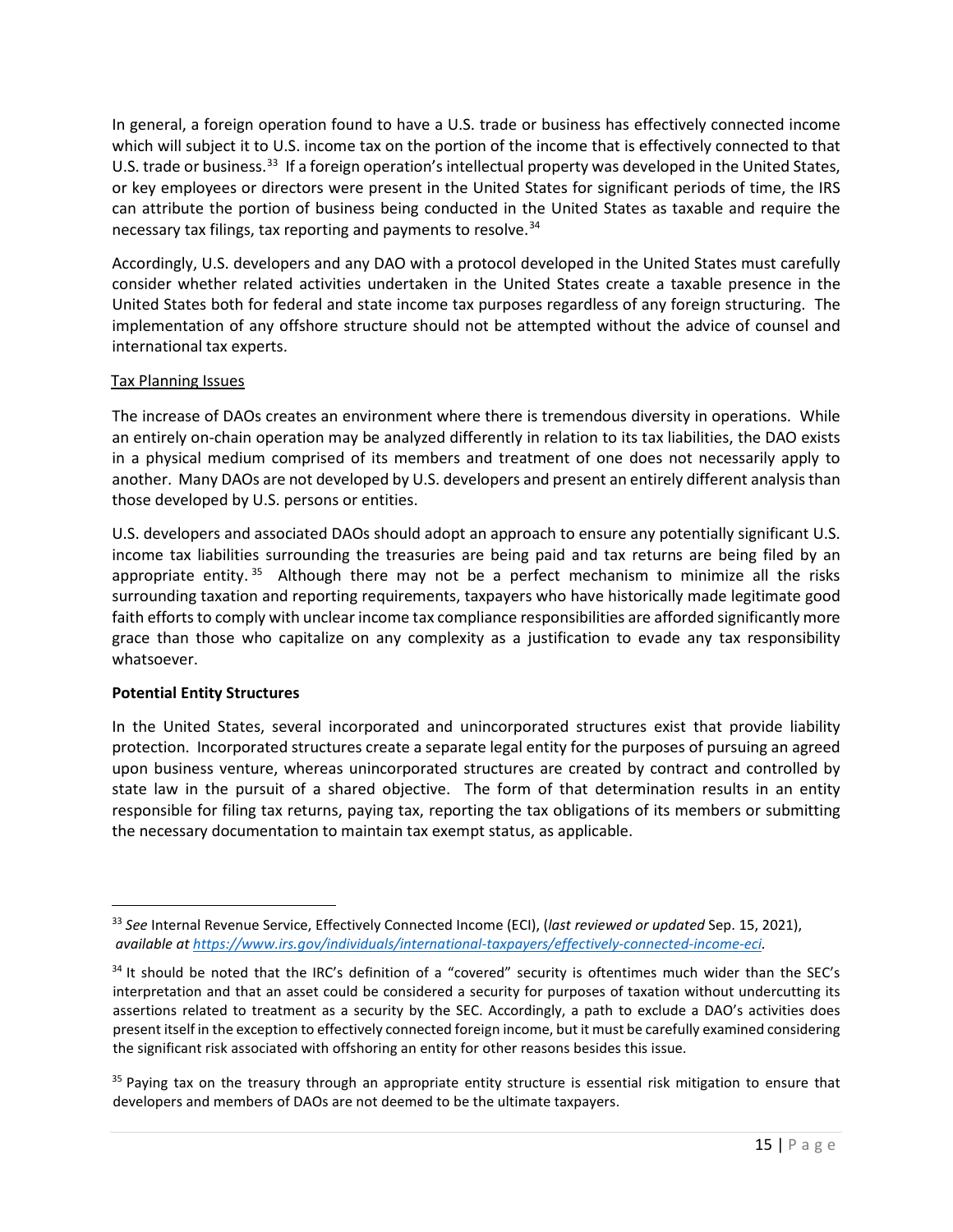In general, a foreign operation found to have a U.S. trade or business has effectively connected income which will subject it to U.S. income tax on the portion of the income that is effectively connected to that U.S. trade or business.[33] If a foreign operation's intellectual property was developed in the United States, or key employees or directors were present in the United States for significant periods of time, the IRS can attribute the portion of business being conducted in the United States as taxable and require the necessary tax filings, tax reporting and payments to resolve.[34]

Accordingly, U.S. developers and any DAO with a protocol developed in the United States must carefully consider whether related activities undertaken in the United States create a taxable presence in the United States both for federal and state income tax purposes regardless of any foreign structuring. The implementation of any offshore structure should not be attempted without the advice of counsel and international tax experts.

<u>Tax Planning Issues</u>

The increase of DAOs creates an environment where there is tremendous diversity in operations. While an entirely on-chain operation may be analyzed differently in relation to its tax liabilities, the DAO exists in a physical medium comprised of its members and treatment of one does not necessarily apply to another. Many DAOs are not developed by U.S. developers and present an entirely different analysis than those developed by U.S. persons or entities.

U.S. developers and associated DAOs should adopt an approach to ensure any potentially significant U.S. income tax liabilities surrounding the treasuries are being paid and tax returns are being filed by an appropriate entity.[35] Although there may not be a perfect mechanism to minimize all the risks surrounding taxation and reporting requirements, taxpayers who have historically made legitimate good faith efforts to comply with unclear income tax compliance responsibilities are afforded significantly more grace than those who capitalize on any complexity as a justification to evade any tax responsibility whatsoever.

**Potential Entity Structures**

In the United States, several incorporated and unincorporated structures exist that provide liability protection. Incorporated structures create a separate legal entity for the purposes of pursuing an agreed upon business venture, whereas unincorporated structures are created by contract and controlled by state law in the pursuit of a shared objective. The form of that determination results in an entity responsible for filing tax returns, paying tax, reporting the tax obligations of its members or submitting the necessary documentation to maintain tax exempt status, as applicable.

---

[33] *See* Internal Revenue Service, Effectively Connected Income (ECI), (*last reviewed or updated* Sep. 15, 2021), *available at* [https://www.irs.gov/individuals/international-taxpayers/effectively-connected-income-eci](https://www.irs.gov/individuals/international-taxpayers/effectively-connected-income-eci).

[34] It should be noted that the IRC's definition of a "covered" security is oftentimes much wider than the SEC's interpretation and that an asset could be considered a security for purposes of taxation without undercutting its assertions related to treatment as a security by the SEC. Accordingly, a path to exclude a DAO's activities does present itself in the exception to effectively connected foreign income, but it must be carefully examined considering the significant risk associated with offshoring an entity for other reasons besides this issue.

[35] Paying tax on the treasury through an appropriate entity structure is essential risk mitigation to ensure that developers and members of DAOs are not deemed to be the ultimate taxpayers.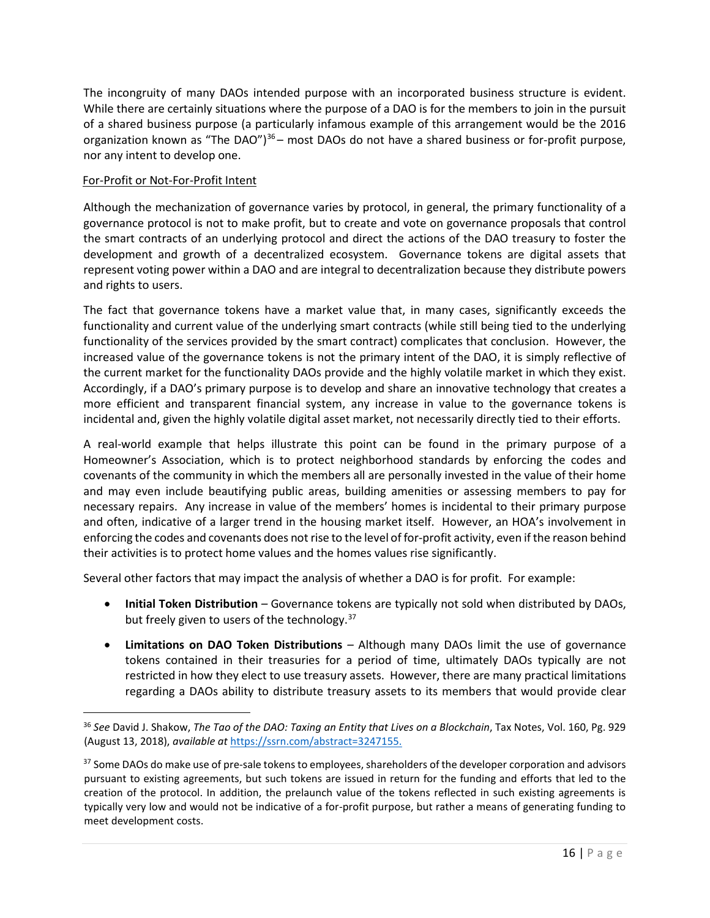The incongruity of many DAOs intended purpose with an incorporated business structure is evident. While there are certainly situations where the purpose of a DAO is for the members to join in the pursuit of a shared business purpose (a particularly infamous example of this arrangement would be the 2016 organization known as "The DAO")[36] – most DAOs do not have a shared business or for-profit purpose, nor any intent to develop one.

For-Profit or Not-For-Profit Intent

Although the mechanization of governance varies by protocol, in general, the primary functionality of a governance protocol is not to make profit, but to create and vote on governance proposals that control the smart contracts of an underlying protocol and direct the actions of the DAO treasury to foster the development and growth of a decentralized ecosystem. Governance tokens are digital assets that represent voting power within a DAO and are integral to decentralization because they distribute powers and rights to users.

The fact that governance tokens have a market value that, in many cases, significantly exceeds the functionality and current value of the underlying smart contracts (while still being tied to the underlying functionality of the services provided by the smart contract) complicates that conclusion. However, the increased value of the governance tokens is not the primary intent of the DAO, it is simply reflective of the current market for the functionality DAOs provide and the highly volatile market in which they exist. Accordingly, if a DAO's primary purpose is to develop and share an innovative technology that creates a more efficient and transparent financial system, any increase in value to the governance tokens is incidental and, given the highly volatile digital asset market, not necessarily directly tied to their efforts.

A real-world example that helps illustrate this point can be found in the primary purpose of a Homeowner's Association, which is to protect neighborhood standards by enforcing the codes and covenants of the community in which the members all are personally invested in the value of their home and may even include beautifying public areas, building amenities or assessing members to pay for necessary repairs. Any increase in value of the members' homes is incidental to their primary purpose and often, indicative of a larger trend in the housing market itself. However, an HOA's involvement in enforcing the codes and covenants does not rise to the level of for-profit activity, even if the reason behind their activities is to protect home values and the homes values rise significantly.

Several other factors that may impact the analysis of whether a DAO is for profit. For example:

- **Initial Token Distribution** – Governance tokens are typically not sold when distributed by DAOs, but freely given to users of the technology.[37]
- **Limitations on DAO Token Distributions** – Although many DAOs limit the use of governance tokens contained in their treasuries for a period of time, ultimately DAOs typically are not restricted in how they elect to use treasury assets. However, there are many practical limitations regarding a DAOs ability to distribute treasury assets to its members that would provide clear

---

[36] *See* David J. Shakow, *The Tao of the DAO: Taxing an Entity that Lives on a Blockchain*, Tax Notes, Vol. 160, Pg. 929 (August 13, 2018), *available at* https://ssrn.com/abstract=3247155.

[37] Some DAOs do make use of pre-sale tokens to employees, shareholders of the developer corporation and advisors pursuant to existing agreements, but such tokens are issued in return for the funding and efforts that led to the creation of the protocol. In addition, the prelaunch value of the tokens reflected in such existing agreements is typically very low and would not be indicative of a for-profit purpose, but rather a means of generating funding to meet development costs.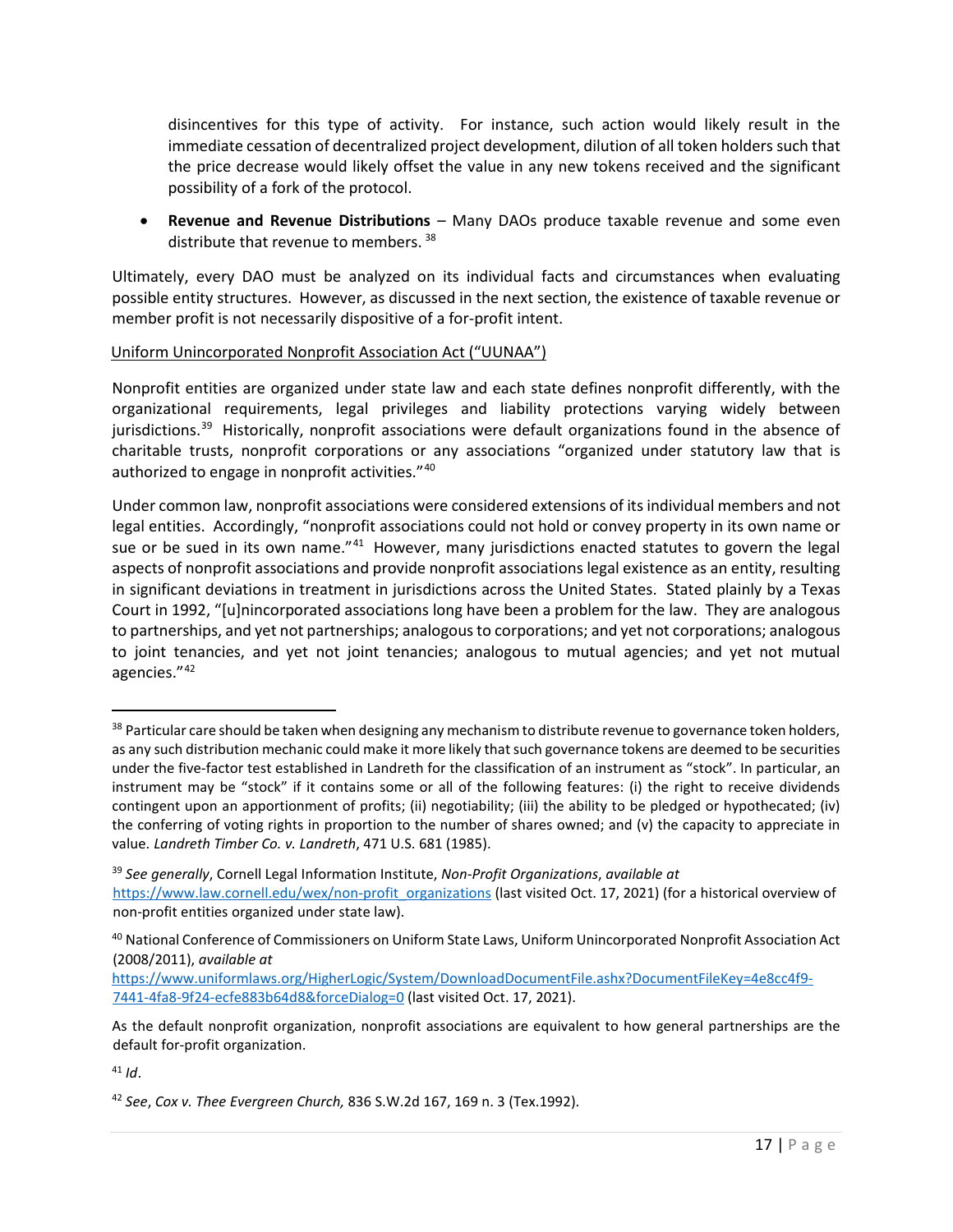disincentives for this type of activity. For instance, such action would likely result in the immediate cessation of decentralized project development, dilution of all token holders such that the price decrease would likely offset the value in any new tokens received and the significant possibility of a fork of the protocol.

- **Revenue and Revenue Distributions** – Many DAOs produce taxable revenue and some even distribute that revenue to members.[38]

Ultimately, every DAO must be analyzed on its individual facts and circumstances when evaluating possible entity structures. However, as discussed in the next section, the existence of taxable revenue or member profit is not necessarily dispositive of a for-profit intent.

<u>Uniform Unincorporated Nonprofit Association Act ("UUNAA")</u>

Nonprofit entities are organized under state law and each state defines nonprofit differently, with the organizational requirements, legal privileges and liability protections varying widely between jurisdictions.[39] Historically, nonprofit associations were default organizations found in the absence of charitable trusts, nonprofit corporations or any associations "organized under statutory law that is authorized to engage in nonprofit activities."[40]

Under common law, nonprofit associations were considered extensions of its individual members and not legal entities. Accordingly, "nonprofit associations could not hold or convey property in its own name or sue or be sued in its own name."[41] However, many jurisdictions enacted statutes to govern the legal aspects of nonprofit associations and provide nonprofit associations legal existence as an entity, resulting in significant deviations in treatment in jurisdictions across the United States. Stated plainly by a Texas Court in 1992, "[u]nincorporated associations long have been a problem for the law. They are analogous to partnerships, and yet not partnerships; analogous to corporations; and yet not corporations; analogous to joint tenancies, and yet not joint tenancies; analogous to mutual agencies; and yet not mutual agencies."[42]

---

[38] Particular care should be taken when designing any mechanism to distribute revenue to governance token holders, as any such distribution mechanic could make it more likely that such governance tokens are deemed to be securities under the five-factor test established in Landreth for the classification of an instrument as "stock". In particular, an instrument may be "stock" if it contains some or all of the following features: (i) the right to receive dividends contingent upon an apportionment of profits; (ii) negotiability; (iii) the ability to be pledged or hypothecated; (iv) the conferring of voting rights in proportion to the number of shares owned; and (v) the capacity to appreciate in value. *Landreth Timber Co. v. Landreth*, 471 U.S. 681 (1985).

[39] *See generally*, Cornell Legal Information Institute, *Non-Profit Organizations*, *available at* https://www.law.cornell.edu/wex/non-profit_organizations (last visited Oct. 17, 2021) (for a historical overview of non-profit entities organized under state law).

[40] National Conference of Commissioners on Uniform State Laws, Uniform Unincorporated Nonprofit Association Act (2008/2011), *available at* https://www.uniformlaws.org/HigherLogic/System/DownloadDocumentFile.ashx?DocumentFileKey=4e8cc4f9-7441-4fa8-9f24-ecfe883b64d8&forceDialog=0 (last visited Oct. 17, 2021).

As the default nonprofit organization, nonprofit associations are equivalent to how general partnerships are the default for-profit organization.

[41] *Id*.

[42] *See*, *Cox v. Thee Evergreen Church,* 836 S.W.2d 167, 169 n. 3 (Tex.1992).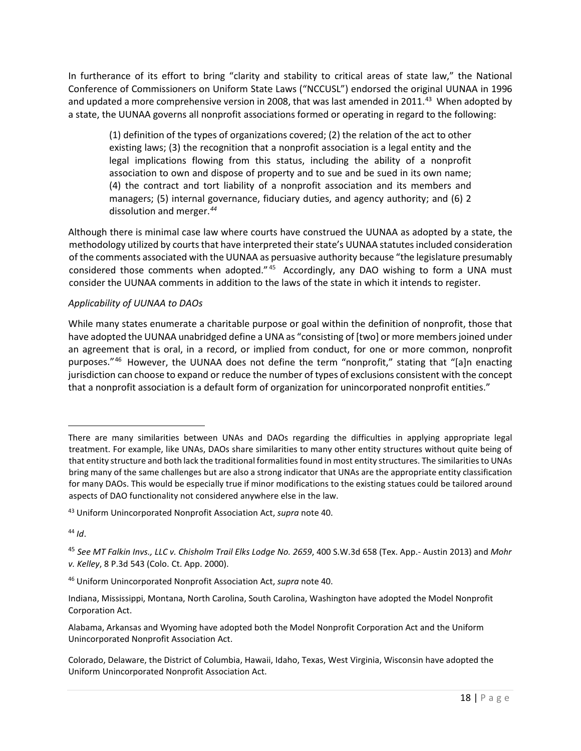In furtherance of its effort to bring "clarity and stability to critical areas of state law," the National Conference of Commissioners on Uniform State Laws ("NCCUSL") endorsed the original UUNAA in 1996 and updated a more comprehensive version in 2008, that was last amended in 2011.[43] When adopted by a state, the UUNAA governs all nonprofit associations formed or operating in regard to the following:

> (1) definition of the types of organizations covered; (2) the relation of the act to other existing laws; (3) the recognition that a nonprofit association is a legal entity and the legal implications flowing from this status, including the ability of a nonprofit association to own and dispose of property and to sue and be sued in its own name; (4) the contract and tort liability of a nonprofit association and its members and managers; (5) internal governance, fiduciary duties, and agency authority; and (6) 2 dissolution and merger.[44]

Although there is minimal case law where courts have construed the UUNAA as adopted by a state, the methodology utilized by courts that have interpreted their state's UUNAA statutes included consideration of the comments associated with the UUNAA as persuasive authority because "the legislature presumably considered those comments when adopted."[45] Accordingly, any DAO wishing to form a UNA must consider the UUNAA comments in addition to the laws of the state in which it intends to register.

*Applicability of UUNAA to DAOs*

While many states enumerate a charitable purpose or goal within the definition of nonprofit, those that have adopted the UUNAA unabridged define a UNA as "consisting of [two] or more members joined under an agreement that is oral, in a record, or implied from conduct, for one or more common, nonprofit purposes."[46] However, the UUNAA does not define the term "nonprofit," stating that "[a]n enacting jurisdiction can choose to expand or reduce the number of types of exclusions consistent with the concept that a nonprofit association is a default form of organization for unincorporated nonprofit entities."

---

There are many similarities between UNAs and DAOs regarding the difficulties in applying appropriate legal treatment. For example, like UNAs, DAOs share similarities to many other entity structures without quite being of that entity structure and both lack the traditional formalities found in most entity structures. The similarities to UNAs bring many of the same challenges but are also a strong indicator that UNAs are the appropriate entity classification for many DAOs. This would be especially true if minor modifications to the existing statues could be tailored around aspects of DAO functionality not considered anywhere else in the law.

[43] Uniform Unincorporated Nonprofit Association Act, *supra* note 40.

[44] *Id*.

[45] *See MT Falkin Invs., LLC v. Chisholm Trail Elks Lodge No. 2659*, 400 S.W.3d 658 (Tex. App.- Austin 2013) and *Mohr v. Kelley*, 8 P.3d 543 (Colo. Ct. App. 2000).

[46] Uniform Unincorporated Nonprofit Association Act, *supra* note 40.

Indiana, Mississippi, Montana, North Carolina, South Carolina, Washington have adopted the Model Nonprofit Corporation Act.

Alabama, Arkansas and Wyoming have adopted both the Model Nonprofit Corporation Act and the Uniform Unincorporated Nonprofit Association Act.

Colorado, Delaware, the District of Columbia, Hawaii, Idaho, Texas, West Virginia, Wisconsin have adopted the Uniform Unincorporated Nonprofit Association Act.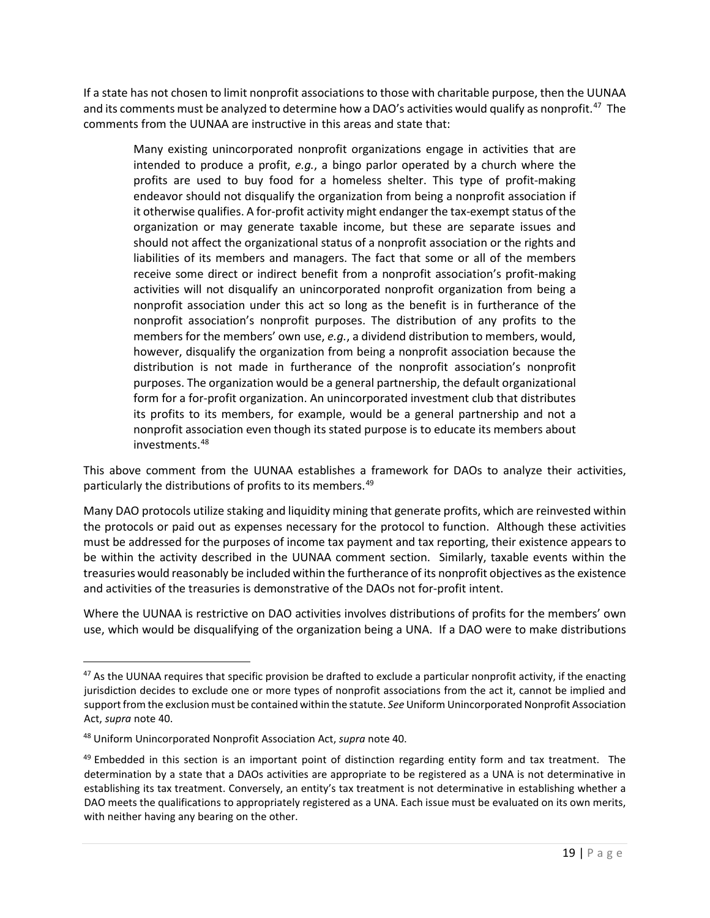If a state has not chosen to limit nonprofit associations to those with charitable purpose, then the UUNAA and its comments must be analyzed to determine how a DAO's activities would qualify as nonprofit.[47] The comments from the UUNAA are instructive in this areas and state that:

> Many existing unincorporated nonprofit organizations engage in activities that are intended to produce a profit, *e.g.*, a bingo parlor operated by a church where the profits are used to buy food for a homeless shelter. This type of profit-making endeavor should not disqualify the organization from being a nonprofit association if it otherwise qualifies. A for-profit activity might endanger the tax-exempt status of the organization or may generate taxable income, but these are separate issues and should not affect the organizational status of a nonprofit association or the rights and liabilities of its members and managers. The fact that some or all of the members receive some direct or indirect benefit from a nonprofit association's profit-making activities will not disqualify an unincorporated nonprofit organization from being a nonprofit association under this act so long as the benefit is in furtherance of the nonprofit association's nonprofit purposes. The distribution of any profits to the members for the members' own use, *e.g.*, a dividend distribution to members, would, however, disqualify the organization from being a nonprofit association because the distribution is not made in furtherance of the nonprofit association's nonprofit purposes. The organization would be a general partnership, the default organizational form for a for-profit organization. An unincorporated investment club that distributes its profits to its members, for example, would be a general partnership and not a nonprofit association even though its stated purpose is to educate its members about investments.[48]

This above comment from the UUNAA establishes a framework for DAOs to analyze their activities, particularly the distributions of profits to its members.[49]

Many DAO protocols utilize staking and liquidity mining that generate profits, which are reinvested within the protocols or paid out as expenses necessary for the protocol to function. Although these activities must be addressed for the purposes of income tax payment and tax reporting, their existence appears to be within the activity described in the UUNAA comment section. Similarly, taxable events within the treasuries would reasonably be included within the furtherance of its nonprofit objectives as the existence and activities of the treasuries is demonstrative of the DAOs not for-profit intent.

Where the UUNAA is restrictive on DAO activities involves distributions of profits for the members' own use, which would be disqualifying of the organization being a UNA. If a DAO were to make distributions

---

[47] As the UUNAA requires that specific provision be drafted to exclude a particular nonprofit activity, if the enacting jurisdiction decides to exclude one or more types of nonprofit associations from the act it, cannot be implied and support from the exclusion must be contained within the statute. *See* Uniform Unincorporated Nonprofit Association Act, *supra* note 40.

[48] Uniform Unincorporated Nonprofit Association Act, *supra* note 40.

[49] Embedded in this section is an important point of distinction regarding entity form and tax treatment. The determination by a state that a DAOs activities are appropriate to be registered as a UNA is not determinative in establishing its tax treatment. Conversely, an entity's tax treatment is not determinative in establishing whether a DAO meets the qualifications to appropriately registered as a UNA. Each issue must be evaluated on its own merits, with neither having any bearing on the other.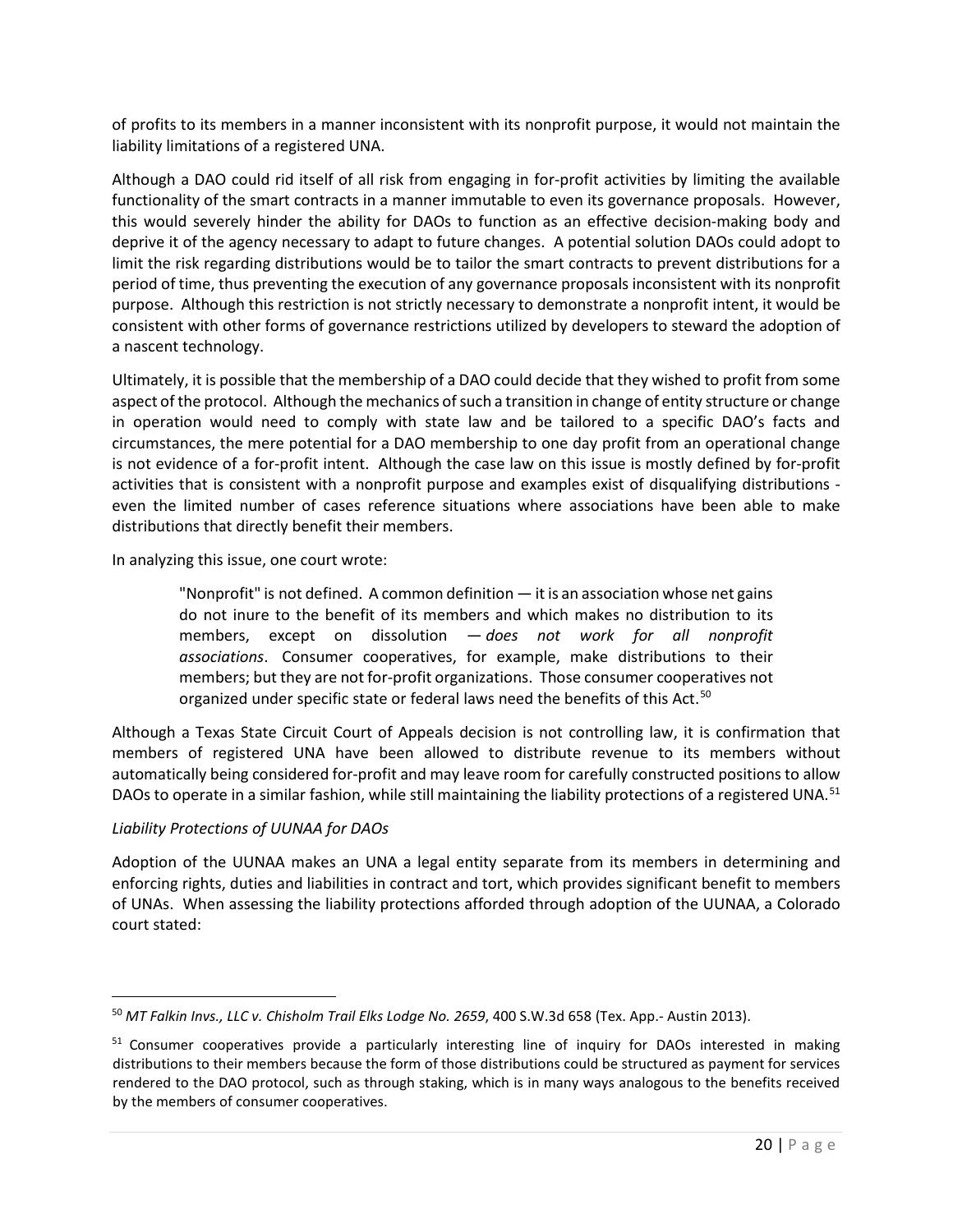of profits to its members in a manner inconsistent with its nonprofit purpose, it would not maintain the liability limitations of a registered UNA.

Although a DAO could rid itself of all risk from engaging in for-profit activities by limiting the available functionality of the smart contracts in a manner immutable to even its governance proposals. However, this would severely hinder the ability for DAOs to function as an effective decision-making body and deprive it of the agency necessary to adapt to future changes. A potential solution DAOs could adopt to limit the risk regarding distributions would be to tailor the smart contracts to prevent distributions for a period of time, thus preventing the execution of any governance proposals inconsistent with its nonprofit purpose. Although this restriction is not strictly necessary to demonstrate a nonprofit intent, it would be consistent with other forms of governance restrictions utilized by developers to steward the adoption of a nascent technology.

Ultimately, it is possible that the membership of a DAO could decide that they wished to profit from some aspect of the protocol. Although the mechanics of such a transition in change of entity structure or change in operation would need to comply with state law and be tailored to a specific DAO's facts and circumstances, the mere potential for a DAO membership to one day profit from an operational change is not evidence of a for-profit intent. Although the case law on this issue is mostly defined by for-profit activities that is consistent with a nonprofit purpose and examples exist of disqualifying distributions - even the limited number of cases reference situations where associations have been able to make distributions that directly benefit their members.

In analyzing this issue, one court wrote:

> "Nonprofit" is not defined. A common definition — it is an association whose net gains do not inure to the benefit of its members and which makes no distribution to its members, except on dissolution — *does not work for all nonprofit associations*. Consumer cooperatives, for example, make distributions to their members; but they are not for-profit organizations. Those consumer cooperatives not organized under specific state or federal laws need the benefits of this Act.[50]

Although a Texas State Circuit Court of Appeals decision is not controlling law, it is confirmation that members of registered UNA have been allowed to distribute revenue to its members without automatically being considered for-profit and may leave room for carefully constructed positions to allow DAOs to operate in a similar fashion, while still maintaining the liability protections of a registered UNA.[51]

*Liability Protections of UUNAA for DAOs*

Adoption of the UUNAA makes an UNA a legal entity separate from its members in determining and enforcing rights, duties and liabilities in contract and tort, which provides significant benefit to members of UNAs. When assessing the liability protections afforded through adoption of the UUNAA, a Colorado court stated:

---

[50] *MT Falkin Invs., LLC v. Chisholm Trail Elks Lodge No. 2659*, 400 S.W.3d 658 (Tex. App.- Austin 2013).

[51] Consumer cooperatives provide a particularly interesting line of inquiry for DAOs interested in making distributions to their members because the form of those distributions could be structured as payment for services rendered to the DAO protocol, such as through staking, which is in many ways analogous to the benefits received by the members of consumer cooperatives.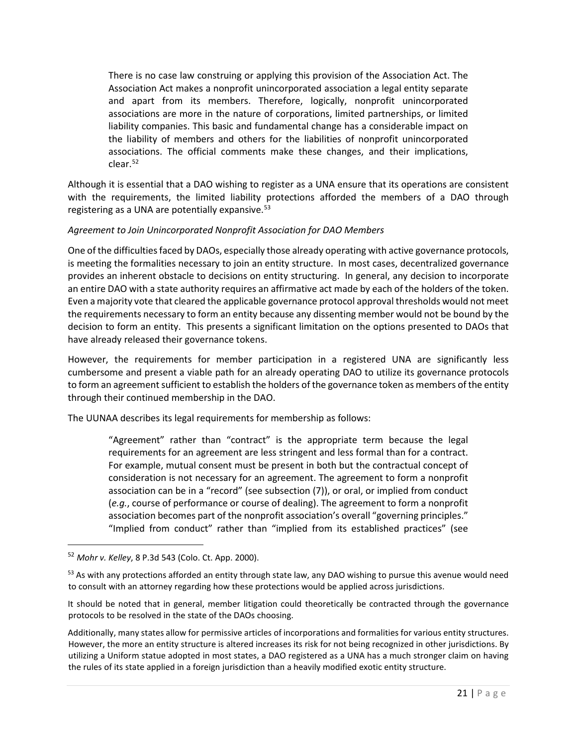> There is no case law construing or applying this provision of the Association Act. The Association Act makes a nonprofit unincorporated association a legal entity separate and apart from its members. Therefore, logically, nonprofit unincorporated associations are more in the nature of corporations, limited partnerships, or limited liability companies. This basic and fundamental change has a considerable impact on the liability of members and others for the liabilities of nonprofit unincorporated associations. The official comments make these changes, and their implications, clear.[52]

Although it is essential that a DAO wishing to register as a UNA ensure that its operations are consistent with the requirements, the limited liability protections afforded the members of a DAO through registering as a UNA are potentially expansive.[53]

*Agreement to Join Unincorporated Nonprofit Association for DAO Members*

One of the difficulties faced by DAOs, especially those already operating with active governance protocols, is meeting the formalities necessary to join an entity structure. In most cases, decentralized governance provides an inherent obstacle to decisions on entity structuring. In general, any decision to incorporate an entire DAO with a state authority requires an affirmative act made by each of the holders of the token. Even a majority vote that cleared the applicable governance protocol approval thresholds would not meet the requirements necessary to form an entity because any dissenting member would not be bound by the decision to form an entity. This presents a significant limitation on the options presented to DAOs that have already released their governance tokens.

However, the requirements for member participation in a registered UNA are significantly less cumbersome and present a viable path for an already operating DAO to utilize its governance protocols to form an agreement sufficient to establish the holders of the governance token as members of the entity through their continued membership in the DAO.

The UUNAA describes its legal requirements for membership as follows:

> "Agreement" rather than "contract" is the appropriate term because the legal requirements for an agreement are less stringent and less formal than for a contract. For example, mutual consent must be present in both but the contractual concept of consideration is not necessary for an agreement. The agreement to form a nonprofit association can be in a "record" (see subsection (7)), or oral, or implied from conduct (*e.g.*, course of performance or course of dealing). The agreement to form a nonprofit association becomes part of the nonprofit association's overall "governing principles." "Implied from conduct" rather than "implied from its established practices" (see

---

[52] *Mohr v. Kelley*, 8 P.3d 543 (Colo. Ct. App. 2000).

[53] As with any protections afforded an entity through state law, any DAO wishing to pursue this avenue would need to consult with an attorney regarding how these protections would be applied across jurisdictions.

It should be noted that in general, member litigation could theoretically be contracted through the governance protocols to be resolved in the state of the DAOs choosing.

Additionally, many states allow for permissive articles of incorporations and formalities for various entity structures. However, the more an entity structure is altered increases its risk for not being recognized in other jurisdictions. By utilizing a Uniform statue adopted in most states, a DAO registered as a UNA has a much stronger claim on having the rules of its state applied in a foreign jurisdiction than a heavily modified exotic entity structure.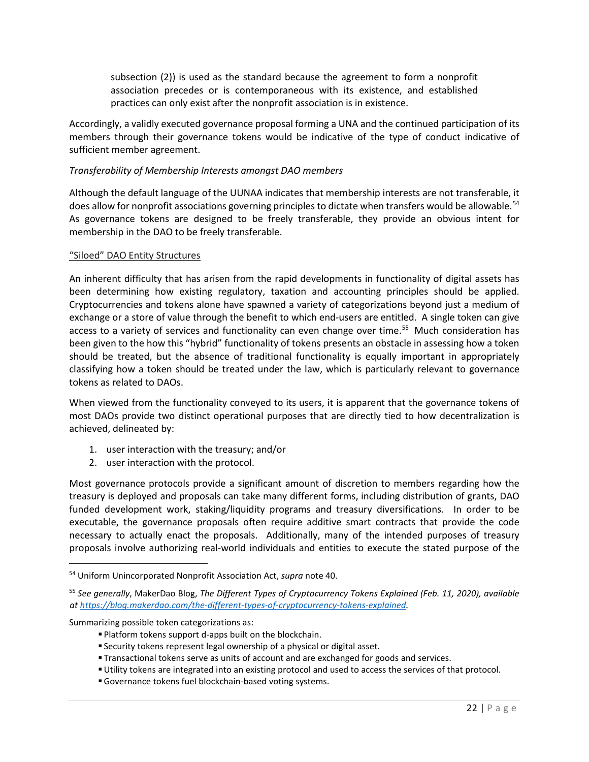> subsection (2)) is used as the standard because the agreement to form a nonprofit association precedes or is contemporaneous with its existence, and established practices can only exist after the nonprofit association is in existence.

Accordingly, a validly executed governance proposal forming a UNA and the continued participation of its members through their governance tokens would be indicative of the type of conduct indicative of sufficient member agreement.

*Transferability of Membership Interests amongst DAO members*

Although the default language of the UUNAA indicates that membership interests are not transferable, it does allow for nonprofit associations governing principles to dictate when transfers would be allowable.[54] As governance tokens are designed to be freely transferable, they provide an obvious intent for membership in the DAO to be freely transferable.

<u>"Siloed" DAO Entity Structures</u>

An inherent difficulty that has arisen from the rapid developments in functionality of digital assets has been determining how existing regulatory, taxation and accounting principles should be applied. Cryptocurrencies and tokens alone have spawned a variety of categorizations beyond just a medium of exchange or a store of value through the benefit to which end-users are entitled. A single token can give access to a variety of services and functionality can even change over time.[55] Much consideration has been given to the how this "hybrid" functionality of tokens presents an obstacle in assessing how a token should be treated, but the absence of traditional functionality is equally important in appropriately classifying how a token should be treated under the law, which is particularly relevant to governance tokens as related to DAOs.

When viewed from the functionality conveyed to its users, it is apparent that the governance tokens of most DAOs provide two distinct operational purposes that are directly tied to how decentralization is achieved, delineated by:

1. user interaction with the treasury; and/or
2. user interaction with the protocol.

Most governance protocols provide a significant amount of discretion to members regarding how the treasury is deployed and proposals can take many different forms, including distribution of grants, DAO funded development work, staking/liquidity programs and treasury diversifications. In order to be executable, the governance proposals often require additive smart contracts that provide the code necessary to actually enact the proposals. Additionally, many of the intended purposes of treasury proposals involve authorizing real-world individuals and entities to execute the stated purpose of the

---

[54] Uniform Unincorporated Nonprofit Association Act, *supra* note 40.

[55] *See generally*, MakerDao Blog, *The Different Types of Cryptocurrency Tokens Explained (Feb. 11, 2020), available at https://blog.makerdao.com/the-different-types-of-cryptocurrency-tokens-explained.*

Summarizing possible token categorizations as:

- Platform tokens support d-apps built on the blockchain.
- Security tokens represent legal ownership of a physical or digital asset.
- Transactional tokens serve as units of account and are exchanged for goods and services.
- Utility tokens are integrated into an existing protocol and used to access the services of that protocol.
- Governance tokens fuel blockchain-based voting systems.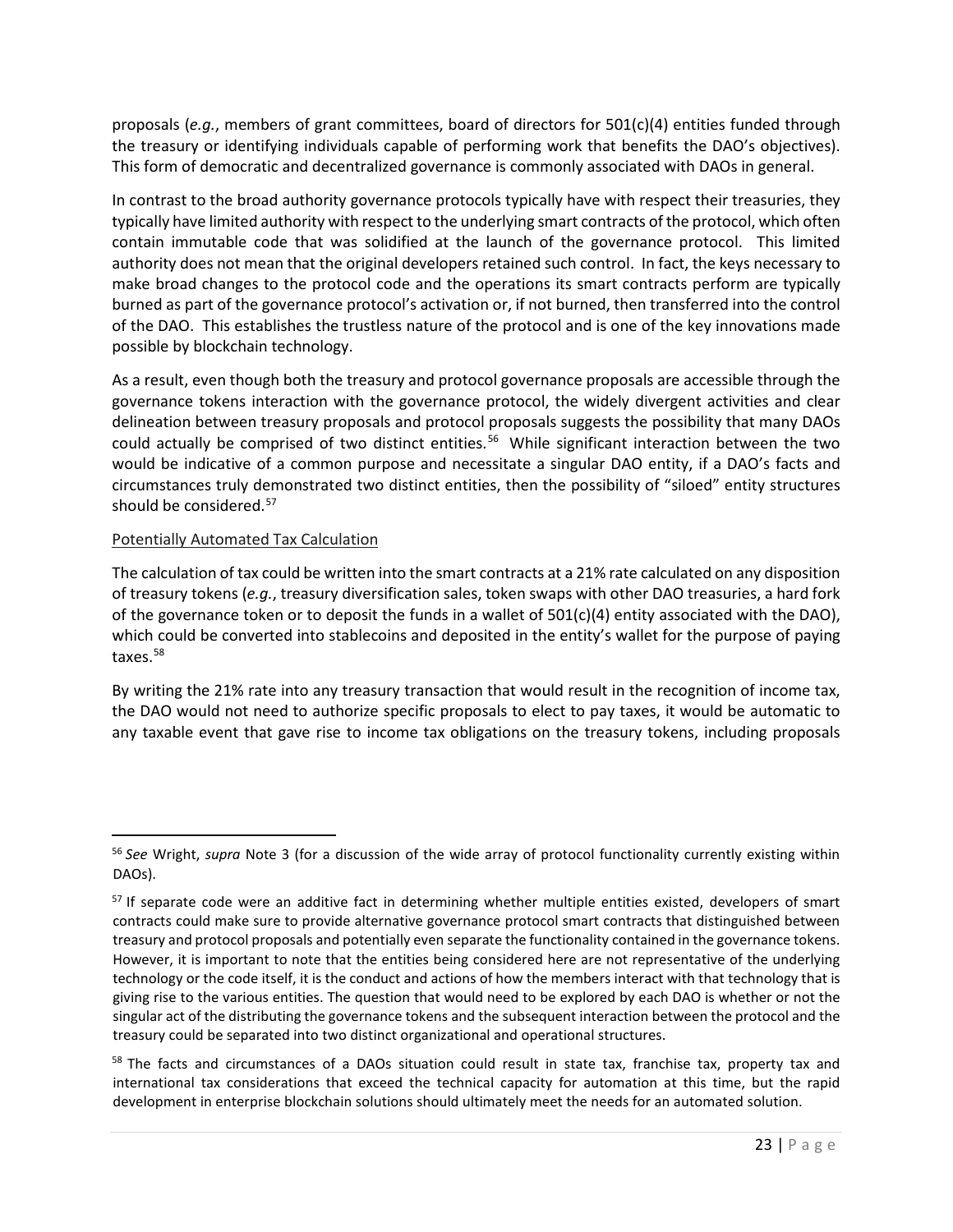proposals (*e.g.*, members of grant committees, board of directors for 501(c)(4) entities funded through the treasury or identifying individuals capable of performing work that benefits the DAO's objectives). This form of democratic and decentralized governance is commonly associated with DAOs in general.

In contrast to the broad authority governance protocols typically have with respect their treasuries, they typically have limited authority with respect to the underlying smart contracts of the protocol, which often contain immutable code that was solidified at the launch of the governance protocol. This limited authority does not mean that the original developers retained such control. In fact, the keys necessary to make broad changes to the protocol code and the operations its smart contracts perform are typically burned as part of the governance protocol's activation or, if not burned, then transferred into the control of the DAO. This establishes the trustless nature of the protocol and is one of the key innovations made possible by blockchain technology.

As a result, even though both the treasury and protocol governance proposals are accessible through the governance tokens interaction with the governance protocol, the widely divergent activities and clear delineation between treasury proposals and protocol proposals suggests the possibility that many DAOs could actually be comprised of two distinct entities.[56] While significant interaction between the two would be indicative of a common purpose and necessitate a singular DAO entity, if a DAO's facts and circumstances truly demonstrated two distinct entities, then the possibility of "siloed" entity structures should be considered.[57]

<u>Potentially Automated Tax Calculation</u>

The calculation of tax could be written into the smart contracts at a 21% rate calculated on any disposition of treasury tokens (*e.g.*, treasury diversification sales, token swaps with other DAO treasuries, a hard fork of the governance token or to deposit the funds in a wallet of 501(c)(4) entity associated with the DAO), which could be converted into stablecoins and deposited in the entity's wallet for the purpose of paying taxes.[58]

By writing the 21% rate into any treasury transaction that would result in the recognition of income tax, the DAO would not need to authorize specific proposals to elect to pay taxes, it would be automatic to any taxable event that gave rise to income tax obligations on the treasury tokens, including proposals

---

[56] *See* Wright, *supra* Note 3 (for a discussion of the wide array of protocol functionality currently existing within DAOs).

[57] If separate code were an additive fact in determining whether multiple entities existed, developers of smart contracts could make sure to provide alternative governance protocol smart contracts that distinguished between treasury and protocol proposals and potentially even separate the functionality contained in the governance tokens. However, it is important to note that the entities being considered here are not representative of the underlying technology or the code itself, it is the conduct and actions of how the members interact with that technology that is giving rise to the various entities. The question that would need to be explored by each DAO is whether or not the singular act of the distributing the governance tokens and the subsequent interaction between the protocol and the treasury could be separated into two distinct organizational and operational structures.

[58] The facts and circumstances of a DAOs situation could result in state tax, franchise tax, property tax and international tax considerations that exceed the technical capacity for automation at this time, but the rapid development in enterprise blockchain solutions should ultimately meet the needs for an automated solution.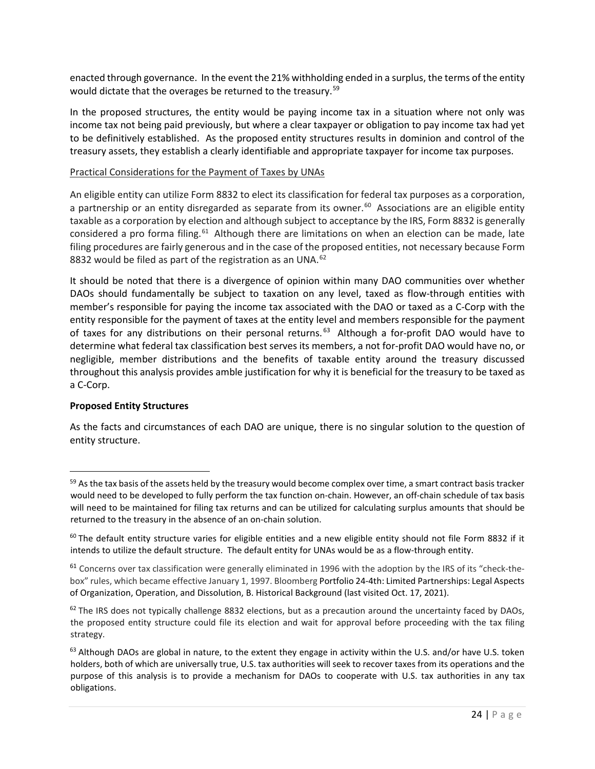enacted through governance. In the event the 21% withholding ended in a surplus, the terms of the entity would dictate that the overages be returned to the treasury.[59]

In the proposed structures, the entity would be paying income tax in a situation where not only was income tax not being paid previously, but where a clear taxpayer or obligation to pay income tax had yet to be definitively established. As the proposed entity structures results in dominion and control of the treasury assets, they establish a clearly identifiable and appropriate taxpayer for income tax purposes.

Practical Considerations for the Payment of Taxes by UNAs

An eligible entity can utilize Form 8832 to elect its classification for federal tax purposes as a corporation, a partnership or an entity disregarded as separate from its owner.[60] Associations are an eligible entity taxable as a corporation by election and although subject to acceptance by the IRS, Form 8832 is generally considered a pro forma filing.[61] Although there are limitations on when an election can be made, late filing procedures are fairly generous and in the case of the proposed entities, not necessary because Form 8832 would be filed as part of the registration as an UNA.[62]

It should be noted that there is a divergence of opinion within many DAO communities over whether DAOs should fundamentally be subject to taxation on any level, taxed as flow-through entities with member's responsible for paying the income tax associated with the DAO or taxed as a C-Corp with the entity responsible for the payment of taxes at the entity level and members responsible for the payment of taxes for any distributions on their personal returns.[63] Although a for-profit DAO would have to determine what federal tax classification best serves its members, a not for-profit DAO would have no, or negligible, member distributions and the benefits of taxable entity around the treasury discussed throughout this analysis provides amble justification for why it is beneficial for the treasury to be taxed as a C-Corp.

**Proposed Entity Structures**

As the facts and circumstances of each DAO are unique, there is no singular solution to the question of entity structure.

---

[59] As the tax basis of the assets held by the treasury would become complex over time, a smart contract basis tracker would need to be developed to fully perform the tax function on-chain. However, an off-chain schedule of tax basis will need to be maintained for filing tax returns and can be utilized for calculating surplus amounts that should be returned to the treasury in the absence of an on-chain solution.

[60] The default entity structure varies for eligible entities and a new eligible entity should not file Form 8832 if it intends to utilize the default structure. The default entity for UNAs would be as a flow-through entity.

[61] Concerns over tax classification were generally eliminated in 1996 with the adoption by the IRS of its "check-the-box" rules, which became effective January 1, 1997. Bloomberg Portfolio 24-4th: Limited Partnerships: Legal Aspects of Organization, Operation, and Dissolution, B. Historical Background (last visited Oct. 17, 2021).

[62] The IRS does not typically challenge 8832 elections, but as a precaution around the uncertainty faced by DAOs, the proposed entity structure could file its election and wait for approval before proceeding with the tax filing strategy.

[63] Although DAOs are global in nature, to the extent they engage in activity within the U.S. and/or have U.S. token holders, both of which are universally true, U.S. tax authorities will seek to recover taxes from its operations and the purpose of this analysis is to provide a mechanism for DAOs to cooperate with U.S. tax authorities in any tax obligations.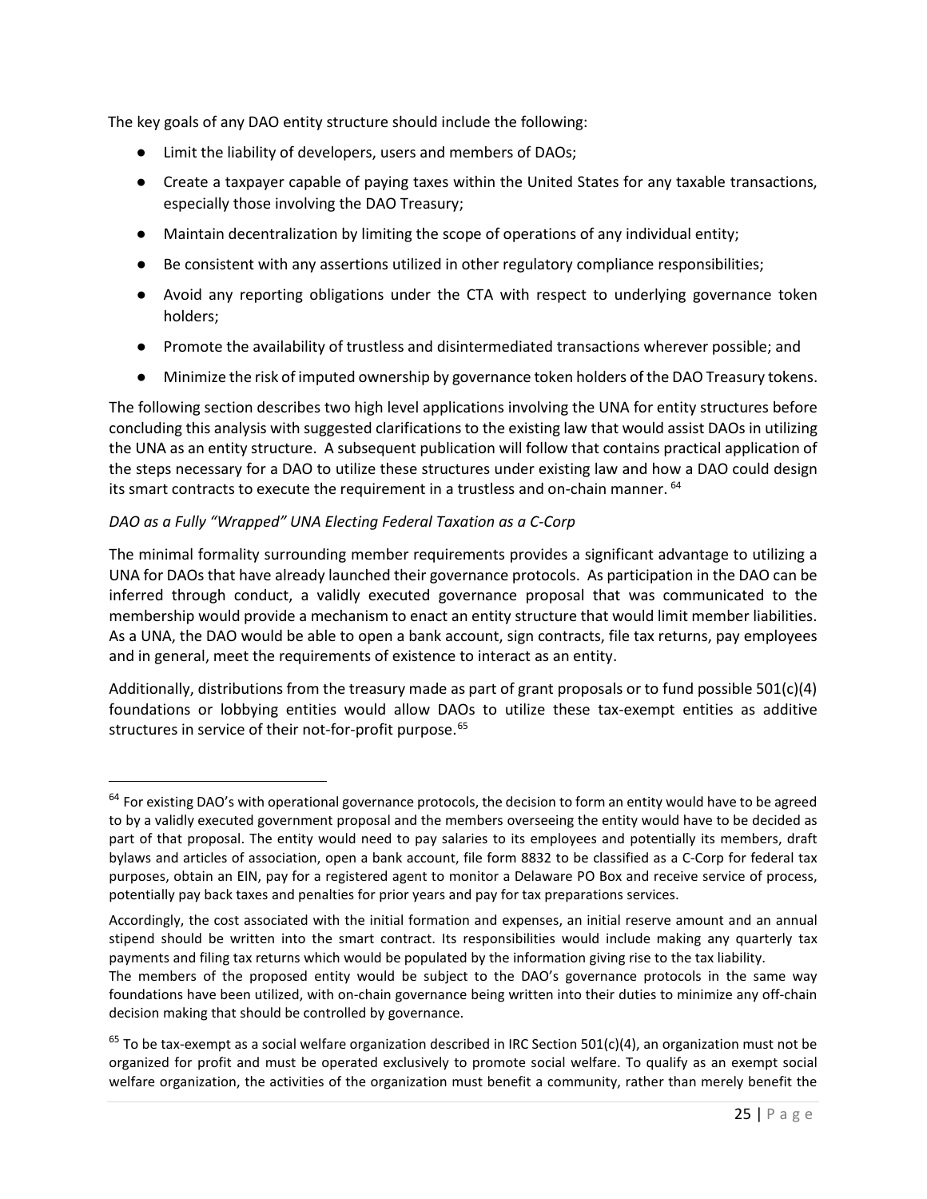The key goals of any DAO entity structure should include the following:

- Limit the liability of developers, users and members of DAOs;
- Create a taxpayer capable of paying taxes within the United States for any taxable transactions, especially those involving the DAO Treasury;
- Maintain decentralization by limiting the scope of operations of any individual entity;
- Be consistent with any assertions utilized in other regulatory compliance responsibilities;
- Avoid any reporting obligations under the CTA with respect to underlying governance token holders;
- Promote the availability of trustless and disintermediated transactions wherever possible; and
- Minimize the risk of imputed ownership by governance token holders of the DAO Treasury tokens.

The following section describes two high level applications involving the UNA for entity structures before concluding this analysis with suggested clarifications to the existing law that would assist DAOs in utilizing the UNA as an entity structure. A subsequent publication will follow that contains practical application of the steps necessary for a DAO to utilize these structures under existing law and how a DAO could design its smart contracts to execute the requirement in a trustless and on-chain manner. [64]

*DAO as a Fully "Wrapped" UNA Electing Federal Taxation as a C-Corp*

The minimal formality surrounding member requirements provides a significant advantage to utilizing a UNA for DAOs that have already launched their governance protocols. As participation in the DAO can be inferred through conduct, a validly executed governance proposal that was communicated to the membership would provide a mechanism to enact an entity structure that would limit member liabilities. As a UNA, the DAO would be able to open a bank account, sign contracts, file tax returns, pay employees and in general, meet the requirements of existence to interact as an entity.

Additionally, distributions from the treasury made as part of grant proposals or to fund possible 501(c)(4) foundations or lobbying entities would allow DAOs to utilize these tax-exempt entities as additive structures in service of their not-for-profit purpose.[65]

---

[64] For existing DAO's with operational governance protocols, the decision to form an entity would have to be agreed to by a validly executed government proposal and the members overseeing the entity would have to be decided as part of that proposal. The entity would need to pay salaries to its employees and potentially its members, draft bylaws and articles of association, open a bank account, file form 8832 to be classified as a C-Corp for federal tax purposes, obtain an EIN, pay for a registered agent to monitor a Delaware PO Box and receive service of process, potentially pay back taxes and penalties for prior years and pay for tax preparations services.

Accordingly, the cost associated with the initial formation and expenses, an initial reserve amount and an annual stipend should be written into the smart contract. Its responsibilities would include making any quarterly tax payments and filing tax returns which would be populated by the information giving rise to the tax liability.

The members of the proposed entity would be subject to the DAO's governance protocols in the same way foundations have been utilized, with on-chain governance being written into their duties to minimize any off-chain decision making that should be controlled by governance.

[65] To be tax-exempt as a social welfare organization described in IRC Section 501(c)(4), an organization must not be organized for profit and must be operated exclusively to promote social welfare. To qualify as an exempt social welfare organization, the activities of the organization must benefit a community, rather than merely benefit the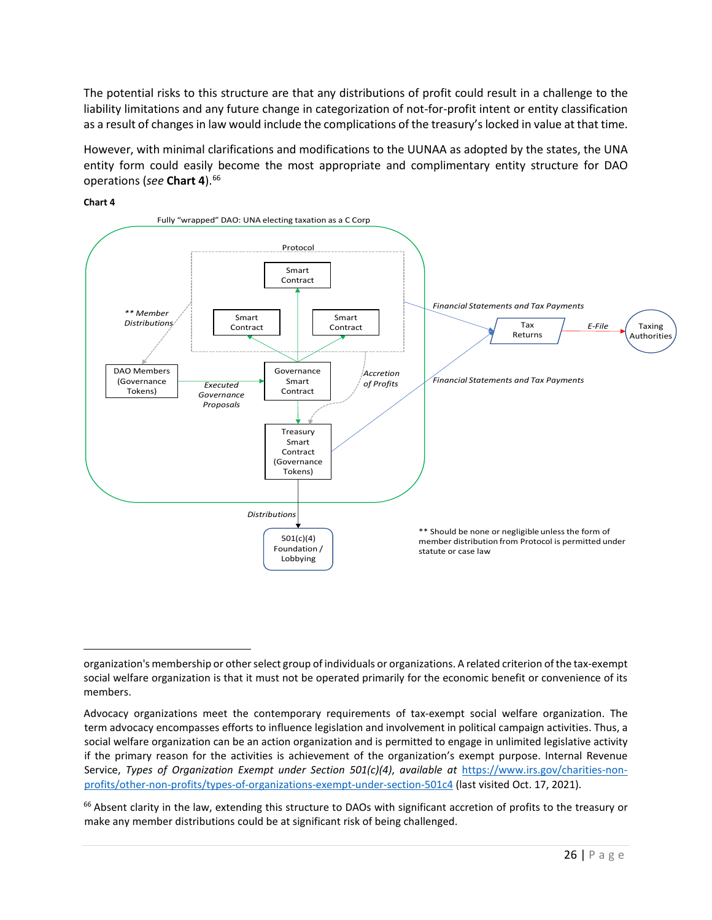The potential risks to this structure are that any distributions of profit could result in a challenge to the liability limitations and any future change in categorization of not-for-profit intent or entity classification as a result of changes in law would include the complications of the treasury's locked in value at that time.

However, with minimal clarifications and modifications to the UUNAA as adopted by the states, the UNA entity form could easily become the most appropriate and complimentary entity structure for DAO operations (*see* **Chart 4**).[66]

**Chart 4**

Fully "wrapped" DAO: UNA electing taxation as a C Corp

Protocol

Smart Contract

Smart Contract

Smart Contract

*\*\* Member Distributions*

DAO Members (Governance Tokens)

*Executed Governance Proposals*

Governance Smart Contract

*Accretion of Profits*

Treasury Smart Contract (Governance Tokens)

*Financial Statements and Tax Payments*

Tax Returns

*E-File*

Taxing Authorities

*Financial Statements and Tax Payments*

*Distributions*

501(c)(4) Foundation / Lobbying

\*\* Should be none or negligible unless the form of member distribution from Protocol is permitted under statute or case law

---

organization's membership or other select group of individuals or organizations. A related criterion of the tax-exempt social welfare organization is that it must not be operated primarily for the economic benefit or convenience of its members.

Advocacy organizations meet the contemporary requirements of tax-exempt social welfare organization. The term advocacy encompasses efforts to influence legislation and involvement in political campaign activities. Thus, a social welfare organization can be an action organization and is permitted to engage in unlimited legislative activity if the primary reason for the activities is achievement of the organization's exempt purpose. Internal Revenue Service, *Types of Organization Exempt under Section 501(c)(4)*, *available at* https://www.irs.gov/charities-non-profits/other-non-profits/types-of-organizations-exempt-under-section-501c4 (last visited Oct. 17, 2021).

[66] Absent clarity in the law, extending this structure to DAOs with significant accretion of profits to the treasury or make any member distributions could be at significant risk of being challenged.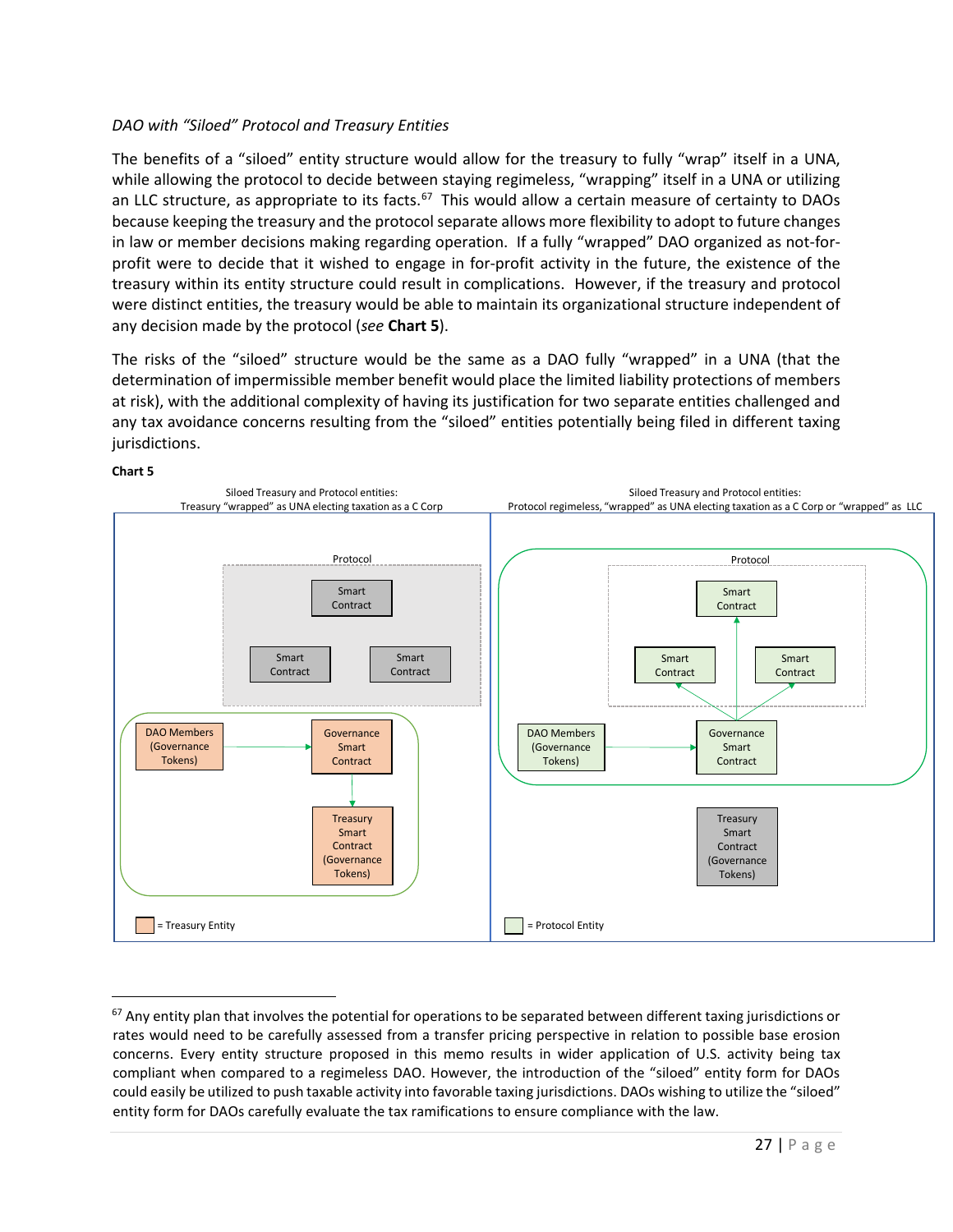*DAO with "Siloed" Protocol and Treasury Entities*

The benefits of a "siloed" entity structure would allow for the treasury to fully "wrap" itself in a UNA, while allowing the protocol to decide between staying regimeless, "wrapping" itself in a UNA or utilizing an LLC structure, as appropriate to its facts.[67] This would allow a certain measure of certainty to DAOs because keeping the treasury and the protocol separate allows more flexibility to adopt to future changes in law or member decisions making regarding operation. If a fully "wrapped" DAO organized as not-for-profit were to decide that it wished to engage in for-profit activity in the future, the existence of the treasury within its entity structure could result in complications. However, if the treasury and protocol were distinct entities, the treasury would be able to maintain its organizational structure independent of any decision made by the protocol (*see* **Chart 5**).

The risks of the "siloed" structure would be the same as a DAO fully "wrapped" in a UNA (that the determination of impermissible member benefit would place the limited liability protections of members at risk), with the additional complexity of having its justification for two separate entities challenged and any tax avoidance concerns resulting from the "siloed" entities potentially being filed in different taxing jurisdictions.

**Chart 5**

Siloed Treasury and Protocol entities:
Treasury "wrapped" as UNA electing taxation as a C Corp

- Protocol: Smart Contract, Smart Contract, Smart Contract
- DAO Members (Governance Tokens) → Governance Smart Contract → Treasury Smart Contract (Governance Tokens)
- = Treasury Entity

Siloed Treasury and Protocol entities:
Protocol regimeless, "wrapped" as UNA electing taxation as a C Corp or "wrapped" as LLC

- Protocol: Smart Contract, Smart Contract, Smart Contract
- DAO Members (Governance Tokens) → Governance Smart Contract → Smart Contracts
- Treasury Smart Contract (Governance Tokens)
- = Protocol Entity

---

[67] Any entity plan that involves the potential for operations to be separated between different taxing jurisdictions or rates would need to be carefully assessed from a transfer pricing perspective in relation to possible base erosion concerns. Every entity structure proposed in this memo results in wider application of U.S. activity being tax compliant when compared to a regimeless DAO. However, the introduction of the "siloed" entity form for DAOs could easily be utilized to push taxable activity into favorable taxing jurisdictions. DAOs wishing to utilize the "siloed" entity form for DAOs carefully evaluate the tax ramifications to ensure compliance with the law.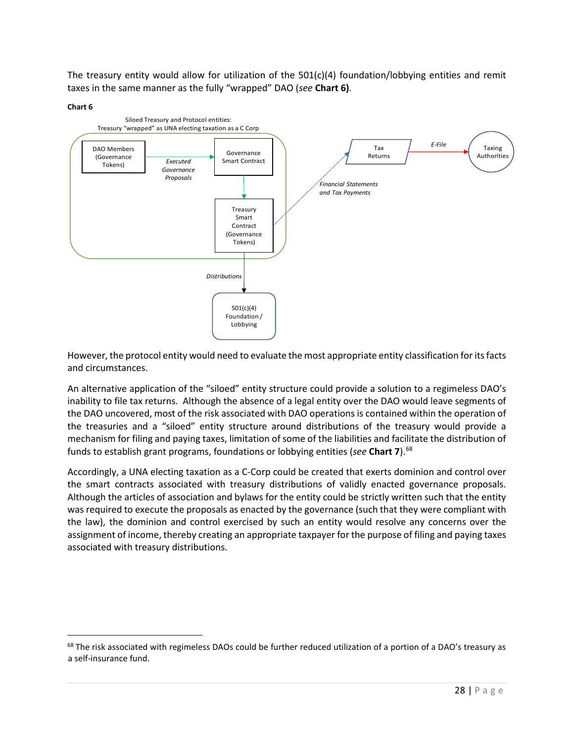The treasury entity would allow for utilization of the 501(c)(4) foundation/lobbying entities and remit taxes in the same manner as the fully "wrapped" DAO (*see* **Chart 6)**.

**Chart 6**

Siloed Treasury and Protocol entities:
Treasury "wrapped" as UNA electing taxation as a C Corp

DAO Members (Governance Tokens) → *Executed Governance Proposals* → Governance Smart Contract → Treasury Smart Contract (Governance Tokens) → *Financial Statements and Tax Payments* → Tax Returns → *E-File* → Taxing Authorities

Treasury Smart Contract (Governance Tokens) → *Distributions* → 501(c)(4) Foundation / Lobbying

However, the protocol entity would need to evaluate the most appropriate entity classification for its facts and circumstances.

An alternative application of the "siloed" entity structure could provide a solution to a regimeless DAO's inability to file tax returns. Although the absence of a legal entity over the DAO would leave segments of the DAO uncovered, most of the risk associated with DAO operations is contained within the operation of the treasuries and a "siloed" entity structure around distributions of the treasury would provide a mechanism for filing and paying taxes, limitation of some of the liabilities and facilitate the distribution of funds to establish grant programs, foundations or lobbying entities (*see* **Chart 7**).[68]

Accordingly, a UNA electing taxation as a C-Corp could be created that exerts dominion and control over the smart contracts associated with treasury distributions of validly enacted governance proposals. Although the articles of association and bylaws for the entity could be strictly written such that the entity was required to execute the proposals as enacted by the governance (such that they were compliant with the law), the dominion and control exercised by such an entity would resolve any concerns over the assignment of income, thereby creating an appropriate taxpayer for the purpose of filing and paying taxes associated with treasury distributions.

---

[68] The risk associated with regimeless DAOs could be further reduced utilization of a portion of a DAO's treasury as a self-insurance fund.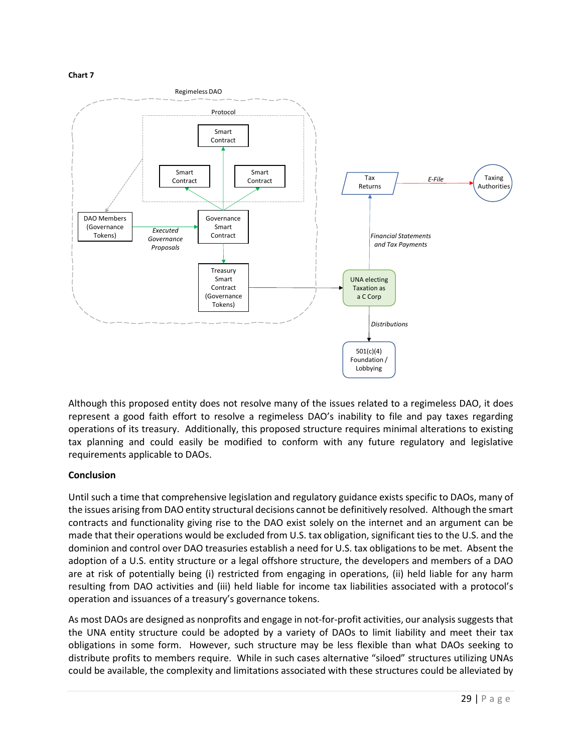**Chart 7**

Although this proposed entity does not resolve many of the issues related to a regimeless DAO, it does represent a good faith effort to resolve a regimeless DAO's inability to file and pay taxes regarding operations of its treasury. Additionally, this proposed structure requires minimal alterations to existing tax planning and could easily be modified to conform with any future regulatory and legislative requirements applicable to DAOs.

**Conclusion**

Until such a time that comprehensive legislation and regulatory guidance exists specific to DAOs, many of the issues arising from DAO entity structural decisions cannot be definitively resolved. Although the smart contracts and functionality giving rise to the DAO exist solely on the internet and an argument can be made that their operations would be excluded from U.S. tax obligation, significant ties to the U.S. and the dominion and control over DAO treasuries establish a need for U.S. tax obligations to be met. Absent the adoption of a U.S. entity structure or a legal offshore structure, the developers and members of a DAO are at risk of potentially being (i) restricted from engaging in operations, (ii) held liable for any harm resulting from DAO activities and (iii) held liable for income tax liabilities associated with a protocol's operation and issuances of a treasury's governance tokens.

As most DAOs are designed as nonprofits and engage in not-for-profit activities, our analysis suggests that the UNA entity structure could be adopted by a variety of DAOs to limit liability and meet their tax obligations in some form. However, such structure may be less flexible than what DAOs seeking to distribute profits to members require. While in such cases alternative "siloed" structures utilizing UNAs could be available, the complexity and limitations associated with these structures could be alleviated by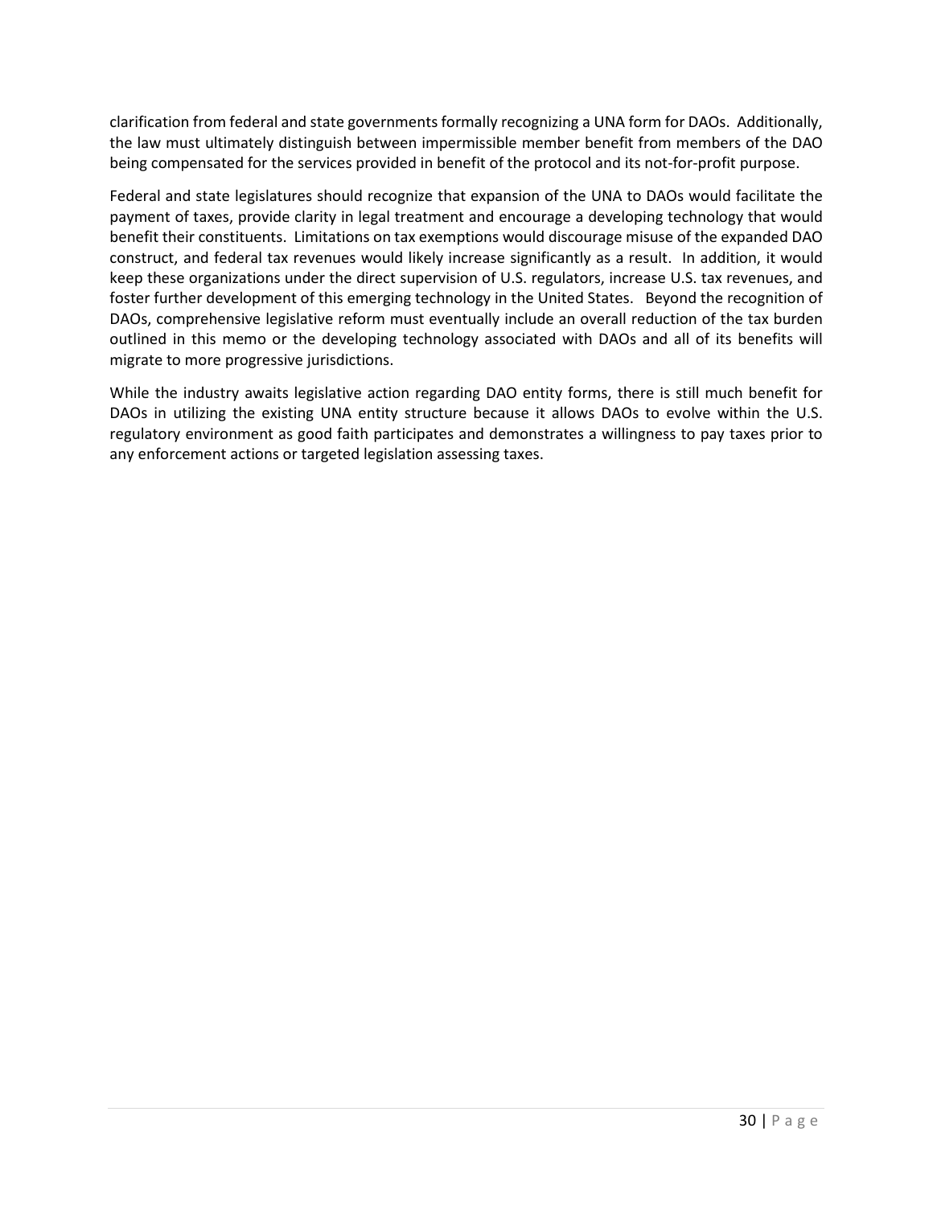clarification from federal and state governments formally recognizing a UNA form for DAOs. Additionally, the law must ultimately distinguish between impermissible member benefit from members of the DAO being compensated for the services provided in benefit of the protocol and its not-for-profit purpose.

Federal and state legislatures should recognize that expansion of the UNA to DAOs would facilitate the payment of taxes, provide clarity in legal treatment and encourage a developing technology that would benefit their constituents. Limitations on tax exemptions would discourage misuse of the expanded DAO construct, and federal tax revenues would likely increase significantly as a result. In addition, it would keep these organizations under the direct supervision of U.S. regulators, increase U.S. tax revenues, and foster further development of this emerging technology in the United States. Beyond the recognition of DAOs, comprehensive legislative reform must eventually include an overall reduction of the tax burden outlined in this memo or the developing technology associated with DAOs and all of its benefits will migrate to more progressive jurisdictions.

While the industry awaits legislative action regarding DAO entity forms, there is still much benefit for DAOs in utilizing the existing UNA entity structure because it allows DAOs to evolve within the U.S. regulatory environment as good faith participates and demonstrates a willingness to pay taxes prior to any enforcement actions or targeted legislation assessing taxes.